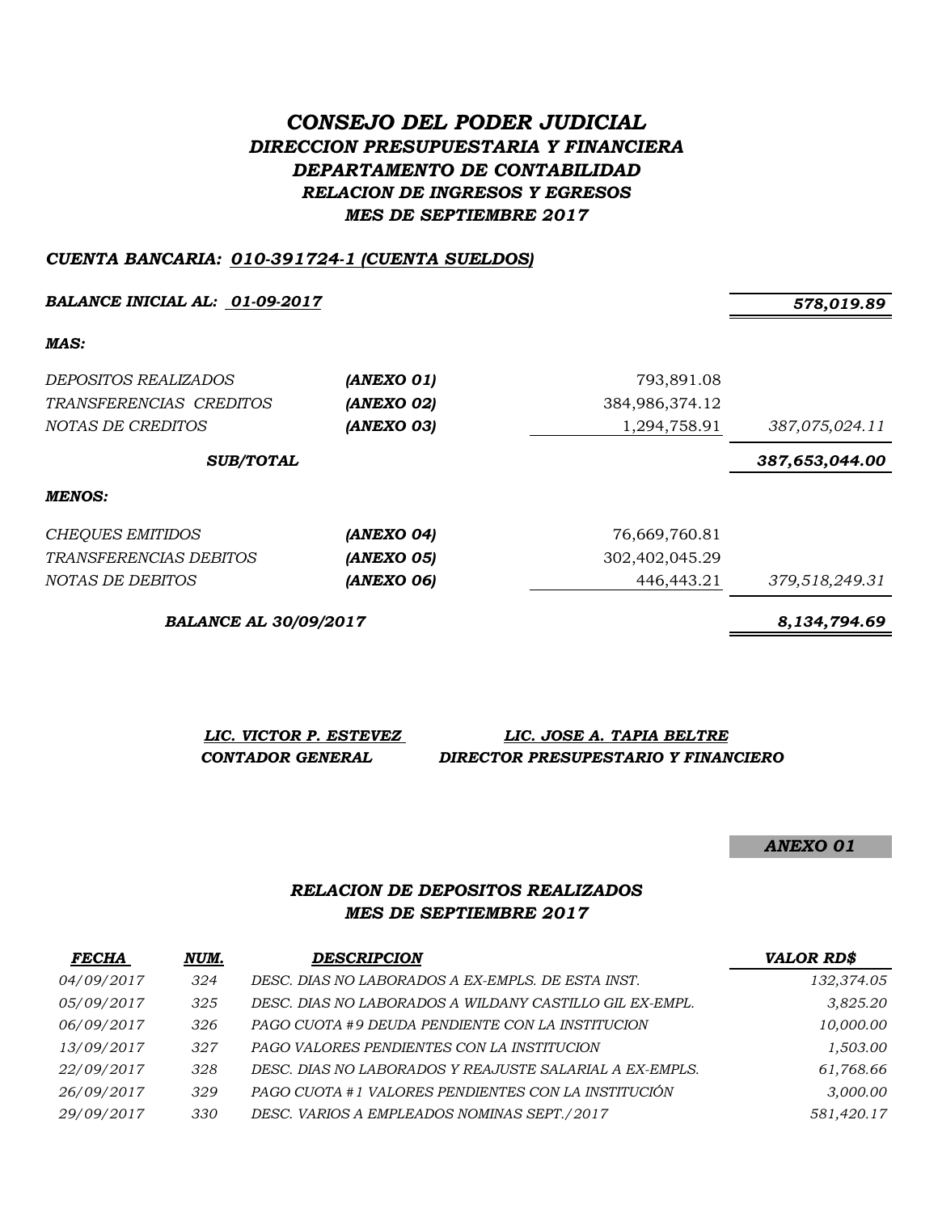# *CONSEJO DEL PODER JUDICIAL*

## *DIRECCION PRESUPUESTARIA Y FINANCIERA*

## *DEPARTAMENTO DE CONTABILIDAD*

## *RELACION DE INGRESOS Y EGRESOS*

## *MES DE SEPTIEMBRE 2017*

***CUENTA BANCARIA: 010-391724-1 (CUENTA SUELDOS)***

| | | | |
|---|---|---|---|
| ***BALANCE INICIAL AL: 01-09-2017*** | | | ***578,019.89*** |
| ***MAS:*** | | | |
| *DEPOSITOS REALIZADOS* | ***(ANEXO 01)*** | 793,891.08 | |
| *TRANSFERENCIAS CREDITOS* | ***(ANEXO 02)*** | 384,986,374.12 | |
| *NOTAS DE CREDITOS* | ***(ANEXO 03)*** | 1,294,758.91 | *387,075,024.11* |
| ***SUB/TOTAL*** | | | ***387,653,044.00*** |
| ***MENOS:*** | | | |
| *CHEQUES EMITIDOS* | ***(ANEXO 04)*** | 76,669,760.81 | |
| *TRANSFERENCIAS DEBITOS* | ***(ANEXO 05)*** | 302,402,045.29 | |
| *NOTAS DE DEBITOS* | ***(ANEXO 06)*** | 446,443.21 | *379,518,249.31* |
| ***BALANCE AL 30/09/2017*** | | | ***8,134,794.69*** |

| | |
|---|---|
| ***LIC. VICTOR P. ESTEVEZ*** | ***LIC. JOSE A. TAPIA BELTRE*** |
| ***CONTADOR GENERAL*** | ***DIRECTOR PRESUPESTARIO Y FINANCIERO*** |

***ANEXO 01***

## *RELACION DE DEPOSITOS REALIZADOS*

## *MES DE SEPTIEMBRE 2017*

| ***FECHA*** | ***NUM.*** | ***DESCRIPCION*** | ***VALOR RD$*** |
|---|---|---|---|
| *04/09/2017* | *324* | *DESC. DIAS NO LABORADOS A EX-EMPLS. DE ESTA INST.* | *132,374.05* |
| *05/09/2017* | *325* | *DESC. DIAS NO LABORADOS A WILDANY CASTILLO GIL EX-EMPL.* | *3,825.20* |
| *06/09/2017* | *326* | *PAGO CUOTA #9 DEUDA PENDIENTE CON LA INSTITUCION* | *10,000.00* |
| *13/09/2017* | *327* | *PAGO VALORES PENDIENTES CON LA INSTITUCION* | *1,503.00* |
| *22/09/2017* | *328* | *DESC. DIAS NO LABORADOS Y REAJUSTE SALARIAL A EX-EMPLS.* | *61,768.66* |
| *26/09/2017* | *329* | *PAGO CUOTA #1 VALORES PENDIENTES CON LA INSTITUCIÓN* | *3,000.00* |
| *29/09/2017* | *330* | *DESC. VARIOS A EMPLEADOS NOMINAS SEPT./2017* | *581,420.17* |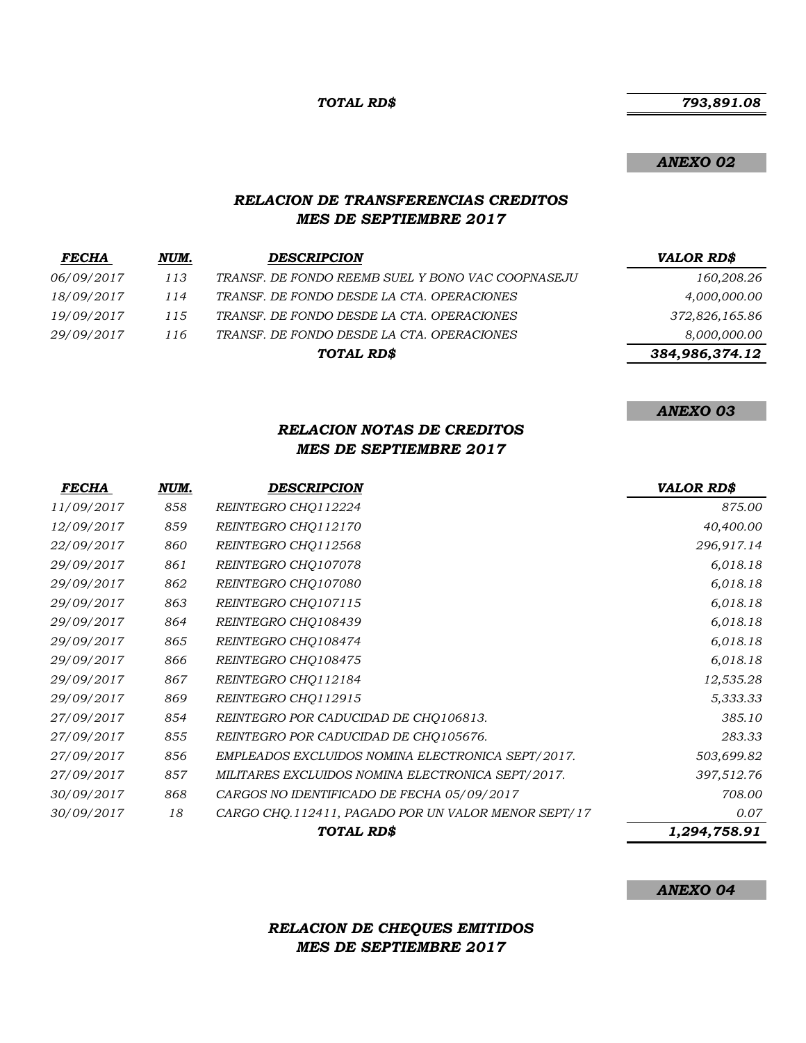| | | | |
|---|---|---|---|
| | | ***TOTAL RD$*** | ***793,891.08*** |

***ANEXO 02***

### *RELACION DE TRANSFERENCIAS CREDITOS*
### *MES DE SEPTIEMBRE 2017*

| *FECHA* | *NUM.* | *DESCRIPCION* | *VALOR RD$* |
|---|---|---|---|
| *06/09/2017* | *113* | *TRANSF. DE FONDO REEMB SUEL Y BONO VAC COOPNASEJU* | *160,208.26* |
| *18/09/2017* | *114* | *TRANSF. DE FONDO DESDE LA CTA. OPERACIONES* | *4,000,000.00* |
| *19/09/2017* | *115* | *TRANSF. DE FONDO DESDE LA CTA. OPERACIONES* | *372,826,165.86* |
| *29/09/2017* | *116* | *TRANSF. DE FONDO DESDE LA CTA. OPERACIONES* | *8,000,000.00* |
| | | ***TOTAL RD$*** | ***384,986,374.12*** |

***ANEXO 03***

### *RELACION NOTAS DE CREDITOS*
### *MES DE SEPTIEMBRE 2017*

| *FECHA* | *NUM.* | *DESCRIPCION* | *VALOR RD$* |
|---|---|---|---|
| *11/09/2017* | *858* | *REINTEGRO CHQ112224* | *875.00* |
| *12/09/2017* | *859* | *REINTEGRO CHQ112170* | *40,400.00* |
| *22/09/2017* | *860* | *REINTEGRO CHQ112568* | *296,917.14* |
| *29/09/2017* | *861* | *REINTEGRO CHQ107078* | *6,018.18* |
| *29/09/2017* | *862* | *REINTEGRO CHQ107080* | *6,018.18* |
| *29/09/2017* | *863* | *REINTEGRO CHQ107115* | *6,018.18* |
| *29/09/2017* | *864* | *REINTEGRO CHQ108439* | *6,018.18* |
| *29/09/2017* | *865* | *REINTEGRO CHQ108474* | *6,018.18* |
| *29/09/2017* | *866* | *REINTEGRO CHQ108475* | *6,018.18* |
| *29/09/2017* | *867* | *REINTEGRO CHQ112184* | *12,535.28* |
| *29/09/2017* | *869* | *REINTEGRO CHQ112915* | *5,333.33* |
| *27/09/2017* | *854* | *REINTEGRO POR CADUCIDAD DE CHQ106813.* | *385.10* |
| *27/09/2017* | *855* | *REINTEGRO POR CADUCIDAD DE CHQ105676.* | *283.33* |
| *27/09/2017* | *856* | *EMPLEADOS EXCLUIDOS NOMINA ELECTRONICA SEPT/2017.* | *503,699.82* |
| *27/09/2017* | *857* | *MILITARES EXCLUIDOS NOMINA ELECTRONICA SEPT/2017.* | *397,512.76* |
| *30/09/2017* | *868* | *CARGOS NO IDENTIFICADO DE FECHA 05/09/2017* | *708.00* |
| *30/09/2017* | *18* | *CARGO CHQ.112411, PAGADO POR UN VALOR MENOR SEPT/17* | *0.07* |
| | | ***TOTAL RD$*** | ***1,294,758.91*** |

***ANEXO 04***

### *RELACION DE CHEQUES EMITIDOS*
### *MES DE SEPTIEMBRE 2017*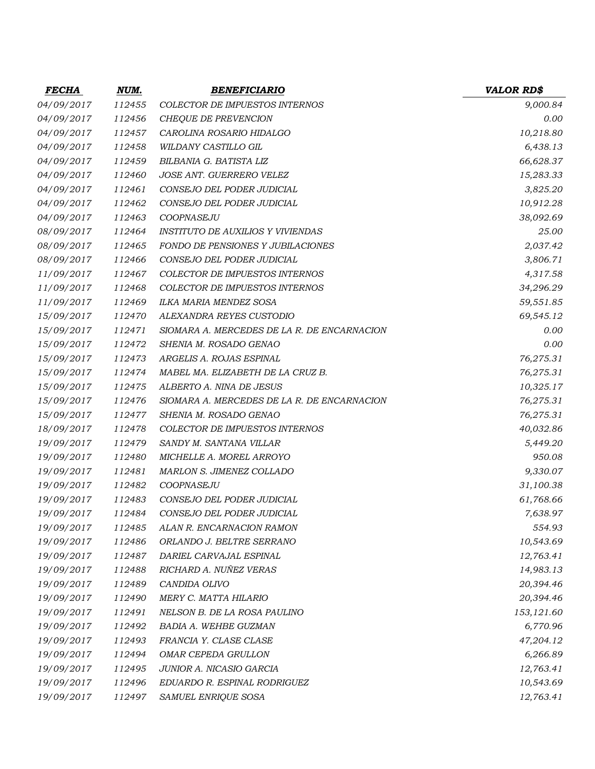| FECHA | NUM. | BENEFICIARIO | VALOR RD$ |
|---|---|---|---|
| 04/09/2017 | 112455 | COLECTOR DE IMPUESTOS INTERNOS | 9,000.84 |
| 04/09/2017 | 112456 | CHEQUE DE PREVENCION | 0.00 |
| 04/09/2017 | 112457 | CAROLINA ROSARIO HIDALGO | 10,218.80 |
| 04/09/2017 | 112458 | WILDANY CASTILLO GIL | 6,438.13 |
| 04/09/2017 | 112459 | BILBANIA G. BATISTA LIZ | 66,628.37 |
| 04/09/2017 | 112460 | JOSE ANT. GUERRERO VELEZ | 15,283.33 |
| 04/09/2017 | 112461 | CONSEJO DEL PODER JUDICIAL | 3,825.20 |
| 04/09/2017 | 112462 | CONSEJO DEL PODER JUDICIAL | 10,912.28 |
| 04/09/2017 | 112463 | COOPNASEJU | 38,092.69 |
| 08/09/2017 | 112464 | INSTITUTO DE AUXILIOS Y VIVIENDAS | 25.00 |
| 08/09/2017 | 112465 | FONDO DE PENSIONES Y JUBILACIONES | 2,037.42 |
| 08/09/2017 | 112466 | CONSEJO DEL PODER JUDICIAL | 3,806.71 |
| 11/09/2017 | 112467 | COLECTOR DE IMPUESTOS INTERNOS | 4,317.58 |
| 11/09/2017 | 112468 | COLECTOR DE IMPUESTOS INTERNOS | 34,296.29 |
| 11/09/2017 | 112469 | ILKA MARIA MENDEZ SOSA | 59,551.85 |
| 15/09/2017 | 112470 | ALEXANDRA REYES CUSTODIO | 69,545.12 |
| 15/09/2017 | 112471 | SIOMARA A. MERCEDES DE LA R. DE ENCARNACION | 0.00 |
| 15/09/2017 | 112472 | SHENIA M. ROSADO GENAO | 0.00 |
| 15/09/2017 | 112473 | ARGELIS A. ROJAS ESPINAL | 76,275.31 |
| 15/09/2017 | 112474 | MABEL MA. ELIZABETH DE LA CRUZ B. | 76,275.31 |
| 15/09/2017 | 112475 | ALBERTO A. NINA DE JESUS | 10,325.17 |
| 15/09/2017 | 112476 | SIOMARA A. MERCEDES DE LA R. DE ENCARNACION | 76,275.31 |
| 15/09/2017 | 112477 | SHENIA M. ROSADO GENAO | 76,275.31 |
| 18/09/2017 | 112478 | COLECTOR DE IMPUESTOS INTERNOS | 40,032.86 |
| 19/09/2017 | 112479 | SANDY M. SANTANA VILLAR | 5,449.20 |
| 19/09/2017 | 112480 | MICHELLE A. MOREL ARROYO | 950.08 |
| 19/09/2017 | 112481 | MARLON S. JIMENEZ COLLADO | 9,330.07 |
| 19/09/2017 | 112482 | COOPNASEJU | 31,100.38 |
| 19/09/2017 | 112483 | CONSEJO DEL PODER JUDICIAL | 61,768.66 |
| 19/09/2017 | 112484 | CONSEJO DEL PODER JUDICIAL | 7,638.97 |
| 19/09/2017 | 112485 | ALAN R. ENCARNACION RAMON | 554.93 |
| 19/09/2017 | 112486 | ORLANDO J. BELTRE SERRANO | 10,543.69 |
| 19/09/2017 | 112487 | DARIEL CARVAJAL ESPINAL | 12,763.41 |
| 19/09/2017 | 112488 | RICHARD A. NUÑEZ VERAS | 14,983.13 |
| 19/09/2017 | 112489 | CANDIDA OLIVO | 20,394.46 |
| 19/09/2017 | 112490 | MERY C. MATTA HILARIO | 20,394.46 |
| 19/09/2017 | 112491 | NELSON B. DE LA ROSA PAULINO | 153,121.60 |
| 19/09/2017 | 112492 | BADIA A. WEHBE GUZMAN | 6,770.96 |
| 19/09/2017 | 112493 | FRANCIA Y. CLASE CLASE | 47,204.12 |
| 19/09/2017 | 112494 | OMAR CEPEDA GRULLON | 6,266.89 |
| 19/09/2017 | 112495 | JUNIOR A. NICASIO GARCIA | 12,763.41 |
| 19/09/2017 | 112496 | EDUARDO R. ESPINAL RODRIGUEZ | 10,543.69 |
| 19/09/2017 | 112497 | SAMUEL ENRIQUE SOSA | 12,763.41 |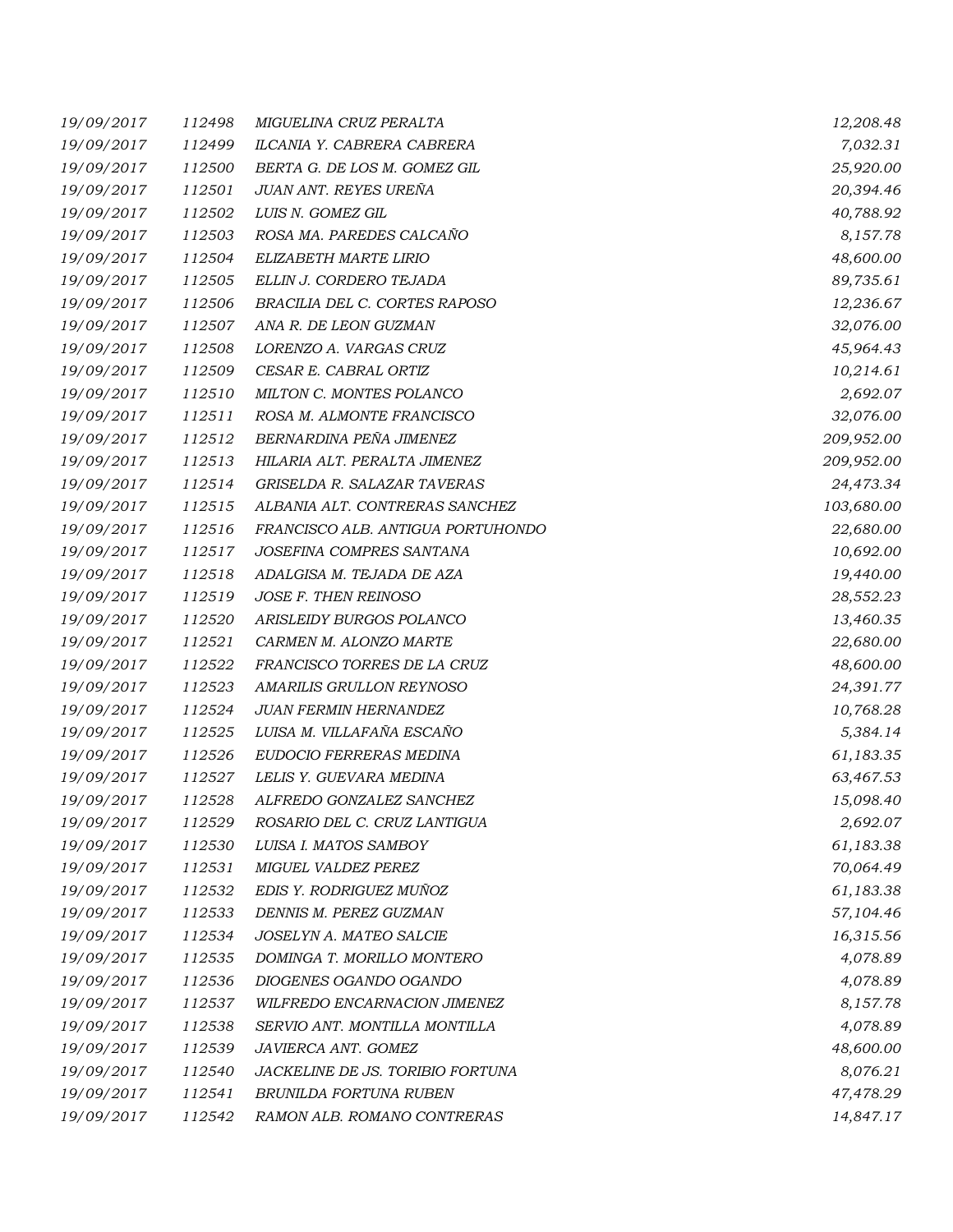| | | | |
|---|---|---|---|
| 19/09/2017 | 112498 | MIGUELINA CRUZ PERALTA | 12,208.48 |
| 19/09/2017 | 112499 | ILCANIA Y. CABRERA CABRERA | 7,032.31 |
| 19/09/2017 | 112500 | BERTA G. DE LOS M. GOMEZ GIL | 25,920.00 |
| 19/09/2017 | 112501 | JUAN ANT. REYES UREÑA | 20,394.46 |
| 19/09/2017 | 112502 | LUIS N. GOMEZ GIL | 40,788.92 |
| 19/09/2017 | 112503 | ROSA MA. PAREDES CALCAÑO | 8,157.78 |
| 19/09/2017 | 112504 | ELIZABETH MARTE LIRIO | 48,600.00 |
| 19/09/2017 | 112505 | ELLIN J. CORDERO TEJADA | 89,735.61 |
| 19/09/2017 | 112506 | BRACILIA DEL C. CORTES RAPOSO | 12,236.67 |
| 19/09/2017 | 112507 | ANA R. DE LEON GUZMAN | 32,076.00 |
| 19/09/2017 | 112508 | LORENZO A. VARGAS CRUZ | 45,964.43 |
| 19/09/2017 | 112509 | CESAR E. CABRAL ORTIZ | 10,214.61 |
| 19/09/2017 | 112510 | MILTON C. MONTES POLANCO | 2,692.07 |
| 19/09/2017 | 112511 | ROSA M. ALMONTE FRANCISCO | 32,076.00 |
| 19/09/2017 | 112512 | BERNARDINA PEÑA JIMENEZ | 209,952.00 |
| 19/09/2017 | 112513 | HILARIA ALT. PERALTA JIMENEZ | 209,952.00 |
| 19/09/2017 | 112514 | GRISELDA R. SALAZAR TAVERAS | 24,473.34 |
| 19/09/2017 | 112515 | ALBANIA ALT. CONTRERAS SANCHEZ | 103,680.00 |
| 19/09/2017 | 112516 | FRANCISCO ALB. ANTIGUA PORTUHONDO | 22,680.00 |
| 19/09/2017 | 112517 | JOSEFINA COMPRES SANTANA | 10,692.00 |
| 19/09/2017 | 112518 | ADALGISA M. TEJADA DE AZA | 19,440.00 |
| 19/09/2017 | 112519 | JOSE F. THEN REINOSO | 28,552.23 |
| 19/09/2017 | 112520 | ARISLEIDY BURGOS POLANCO | 13,460.35 |
| 19/09/2017 | 112521 | CARMEN M. ALONZO MARTE | 22,680.00 |
| 19/09/2017 | 112522 | FRANCISCO TORRES DE LA CRUZ | 48,600.00 |
| 19/09/2017 | 112523 | AMARILIS GRULLON REYNOSO | 24,391.77 |
| 19/09/2017 | 112524 | JUAN FERMIN HERNANDEZ | 10,768.28 |
| 19/09/2017 | 112525 | LUISA M. VILLAFAÑA ESCAÑO | 5,384.14 |
| 19/09/2017 | 112526 | EUDOCIO FERRERAS MEDINA | 61,183.35 |
| 19/09/2017 | 112527 | LELIS Y. GUEVARA MEDINA | 63,467.53 |
| 19/09/2017 | 112528 | ALFREDO GONZALEZ SANCHEZ | 15,098.40 |
| 19/09/2017 | 112529 | ROSARIO DEL C. CRUZ LANTIGUA | 2,692.07 |
| 19/09/2017 | 112530 | LUISA I. MATOS SAMBOY | 61,183.38 |
| 19/09/2017 | 112531 | MIGUEL VALDEZ PEREZ | 70,064.49 |
| 19/09/2017 | 112532 | EDIS Y. RODRIGUEZ MUÑOZ | 61,183.38 |
| 19/09/2017 | 112533 | DENNIS M. PEREZ GUZMAN | 57,104.46 |
| 19/09/2017 | 112534 | JOSELYN A. MATEO SALCIE | 16,315.56 |
| 19/09/2017 | 112535 | DOMINGA T. MORILLO MONTERO | 4,078.89 |
| 19/09/2017 | 112536 | DIOGENES OGANDO OGANDO | 4,078.89 |
| 19/09/2017 | 112537 | WILFREDO ENCARNACION JIMENEZ | 8,157.78 |
| 19/09/2017 | 112538 | SERVIO ANT. MONTILLA MONTILLA | 4,078.89 |
| 19/09/2017 | 112539 | JAVIERCA ANT. GOMEZ | 48,600.00 |
| 19/09/2017 | 112540 | JACKELINE DE JS. TORIBIO FORTUNA | 8,076.21 |
| 19/09/2017 | 112541 | BRUNILDA FORTUNA RUBEN | 47,478.29 |
| 19/09/2017 | 112542 | RAMON ALB. ROMANO CONTRERAS | 14,847.17 |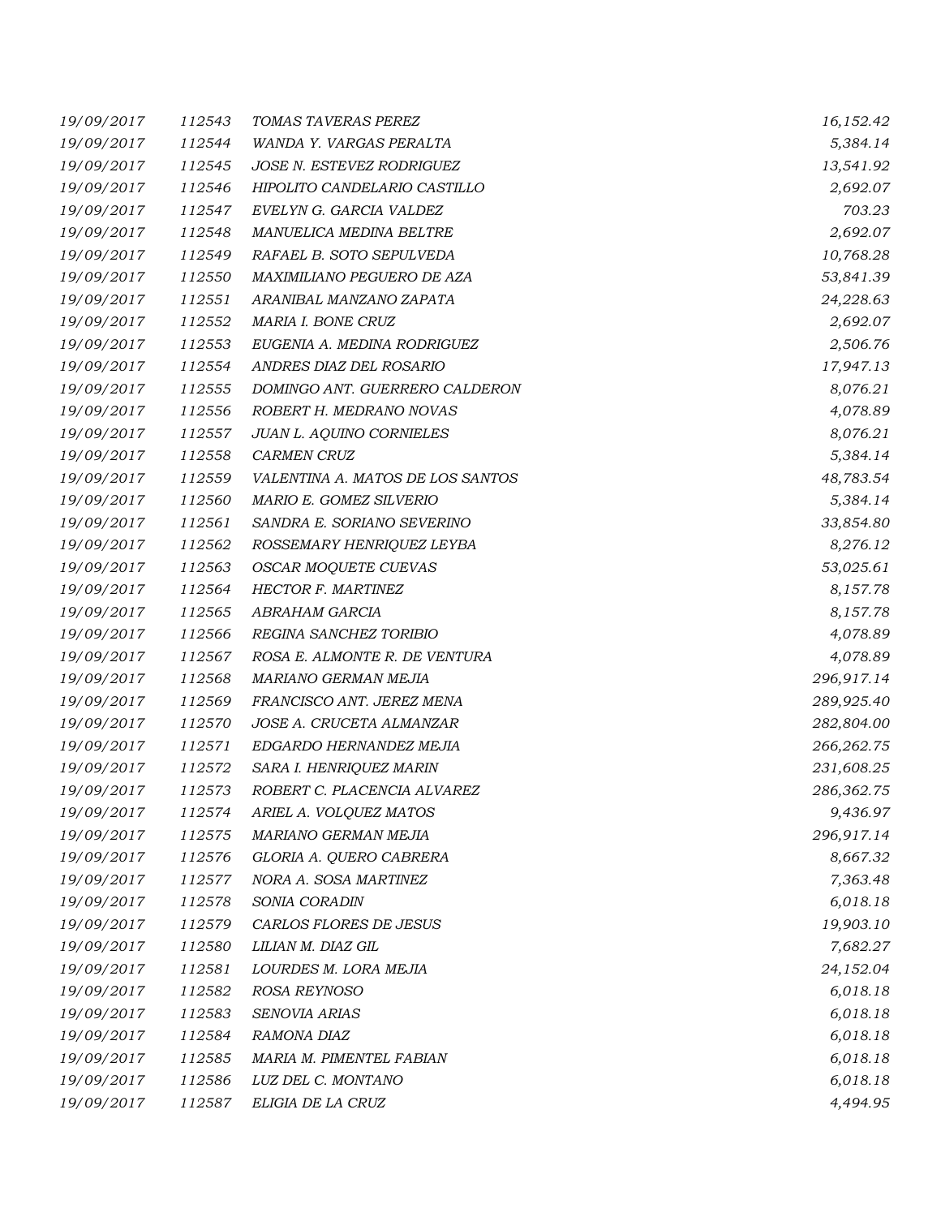| | | | |
|---|---|---|---|
| 19/09/2017 | 112543 | TOMAS TAVERAS PEREZ | 16,152.42 |
| 19/09/2017 | 112544 | WANDA Y. VARGAS PERALTA | 5,384.14 |
| 19/09/2017 | 112545 | JOSE N. ESTEVEZ RODRIGUEZ | 13,541.92 |
| 19/09/2017 | 112546 | HIPOLITO CANDELARIO CASTILLO | 2,692.07 |
| 19/09/2017 | 112547 | EVELYN G. GARCIA VALDEZ | 703.23 |
| 19/09/2017 | 112548 | MANUELICA MEDINA BELTRE | 2,692.07 |
| 19/09/2017 | 112549 | RAFAEL B. SOTO SEPULVEDA | 10,768.28 |
| 19/09/2017 | 112550 | MAXIMILIANO PEGUERO DE AZA | 53,841.39 |
| 19/09/2017 | 112551 | ARANIBAL MANZANO ZAPATA | 24,228.63 |
| 19/09/2017 | 112552 | MARIA I. BONE CRUZ | 2,692.07 |
| 19/09/2017 | 112553 | EUGENIA A. MEDINA RODRIGUEZ | 2,506.76 |
| 19/09/2017 | 112554 | ANDRES DIAZ DEL ROSARIO | 17,947.13 |
| 19/09/2017 | 112555 | DOMINGO ANT. GUERRERO CALDERON | 8,076.21 |
| 19/09/2017 | 112556 | ROBERT H. MEDRANO NOVAS | 4,078.89 |
| 19/09/2017 | 112557 | JUAN L. AQUINO CORNIELES | 8,076.21 |
| 19/09/2017 | 112558 | CARMEN CRUZ | 5,384.14 |
| 19/09/2017 | 112559 | VALENTINA A. MATOS DE LOS SANTOS | 48,783.54 |
| 19/09/2017 | 112560 | MARIO E. GOMEZ SILVERIO | 5,384.14 |
| 19/09/2017 | 112561 | SANDRA E. SORIANO SEVERINO | 33,854.80 |
| 19/09/2017 | 112562 | ROSSEMARY HENRIQUEZ LEYBA | 8,276.12 |
| 19/09/2017 | 112563 | OSCAR MOQUETE CUEVAS | 53,025.61 |
| 19/09/2017 | 112564 | HECTOR F. MARTINEZ | 8,157.78 |
| 19/09/2017 | 112565 | ABRAHAM GARCIA | 8,157.78 |
| 19/09/2017 | 112566 | REGINA SANCHEZ TORIBIO | 4,078.89 |
| 19/09/2017 | 112567 | ROSA E. ALMONTE R. DE VENTURA | 4,078.89 |
| 19/09/2017 | 112568 | MARIANO GERMAN MEJIA | 296,917.14 |
| 19/09/2017 | 112569 | FRANCISCO ANT. JEREZ MENA | 289,925.40 |
| 19/09/2017 | 112570 | JOSE A. CRUCETA ALMANZAR | 282,804.00 |
| 19/09/2017 | 112571 | EDGARDO HERNANDEZ MEJIA | 266,262.75 |
| 19/09/2017 | 112572 | SARA I. HENRIQUEZ MARIN | 231,608.25 |
| 19/09/2017 | 112573 | ROBERT C. PLACENCIA ALVAREZ | 286,362.75 |
| 19/09/2017 | 112574 | ARIEL A. VOLQUEZ MATOS | 9,436.97 |
| 19/09/2017 | 112575 | MARIANO GERMAN MEJIA | 296,917.14 |
| 19/09/2017 | 112576 | GLORIA A. QUERO CABRERA | 8,667.32 |
| 19/09/2017 | 112577 | NORA A. SOSA MARTINEZ | 7,363.48 |
| 19/09/2017 | 112578 | SONIA CORADIN | 6,018.18 |
| 19/09/2017 | 112579 | CARLOS FLORES DE JESUS | 19,903.10 |
| 19/09/2017 | 112580 | LILIAN M. DIAZ GIL | 7,682.27 |
| 19/09/2017 | 112581 | LOURDES M. LORA MEJIA | 24,152.04 |
| 19/09/2017 | 112582 | ROSA REYNOSO | 6,018.18 |
| 19/09/2017 | 112583 | SENOVIA ARIAS | 6,018.18 |
| 19/09/2017 | 112584 | RAMONA DIAZ | 6,018.18 |
| 19/09/2017 | 112585 | MARIA M. PIMENTEL FABIAN | 6,018.18 |
| 19/09/2017 | 112586 | LUZ DEL C. MONTANO | 6,018.18 |
| 19/09/2017 | 112587 | ELIGIA DE LA CRUZ | 4,494.95 |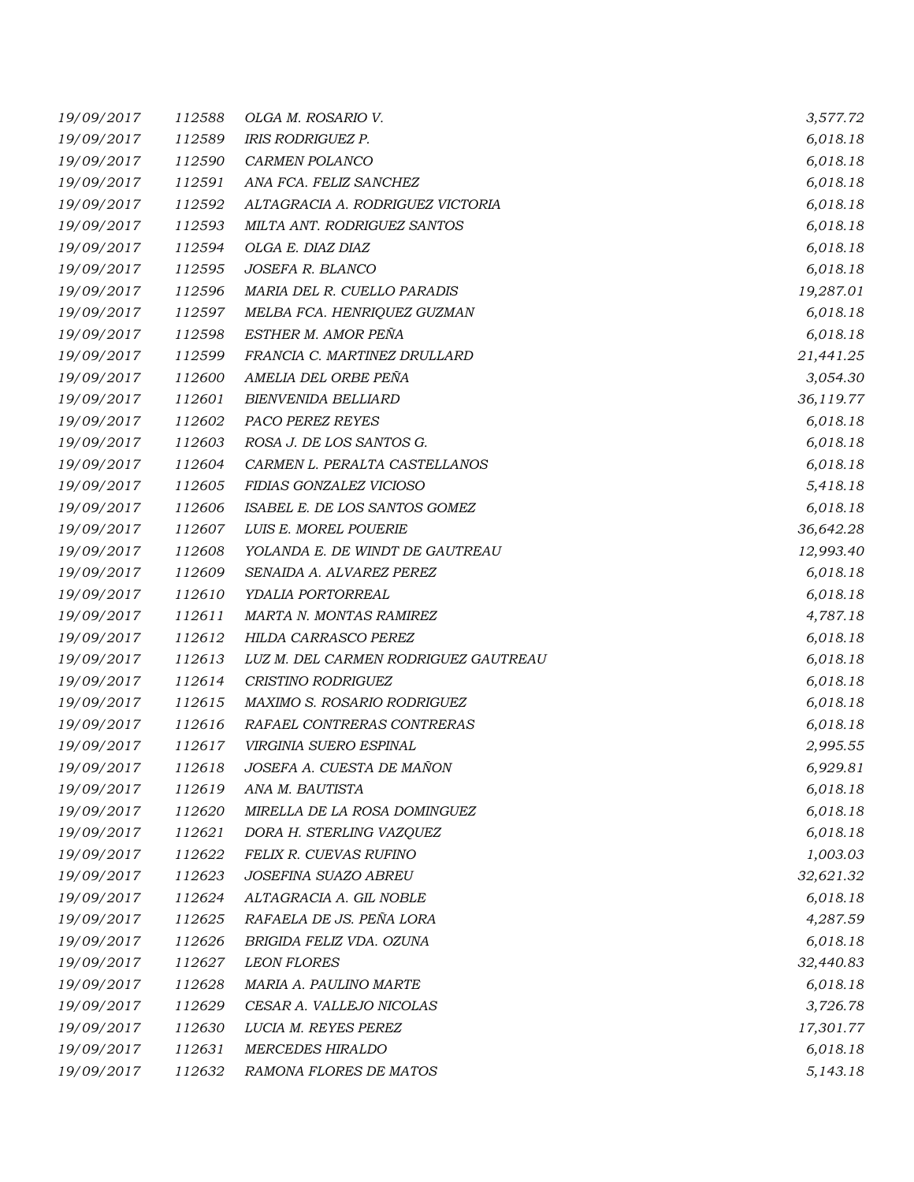| | | | |
|---|---|---|---|
| 19/09/2017 | 112588 | OLGA M. ROSARIO V. | 3,577.72 |
| 19/09/2017 | 112589 | IRIS RODRIGUEZ P. | 6,018.18 |
| 19/09/2017 | 112590 | CARMEN POLANCO | 6,018.18 |
| 19/09/2017 | 112591 | ANA FCA. FELIZ SANCHEZ | 6,018.18 |
| 19/09/2017 | 112592 | ALTAGRACIA A. RODRIGUEZ VICTORIA | 6,018.18 |
| 19/09/2017 | 112593 | MILTA ANT. RODRIGUEZ SANTOS | 6,018.18 |
| 19/09/2017 | 112594 | OLGA E. DIAZ DIAZ | 6,018.18 |
| 19/09/2017 | 112595 | JOSEFA R. BLANCO | 6,018.18 |
| 19/09/2017 | 112596 | MARIA DEL R. CUELLO PARADIS | 19,287.01 |
| 19/09/2017 | 112597 | MELBA FCA. HENRIQUEZ GUZMAN | 6,018.18 |
| 19/09/2017 | 112598 | ESTHER M. AMOR PEÑA | 6,018.18 |
| 19/09/2017 | 112599 | FRANCIA C. MARTINEZ DRULLARD | 21,441.25 |
| 19/09/2017 | 112600 | AMELIA DEL ORBE PEÑA | 3,054.30 |
| 19/09/2017 | 112601 | BIENVENIDA BELLIARD | 36,119.77 |
| 19/09/2017 | 112602 | PACO PEREZ REYES | 6,018.18 |
| 19/09/2017 | 112603 | ROSA J. DE LOS SANTOS G. | 6,018.18 |
| 19/09/2017 | 112604 | CARMEN L. PERALTA CASTELLANOS | 6,018.18 |
| 19/09/2017 | 112605 | FIDIAS GONZALEZ VICIOSO | 5,418.18 |
| 19/09/2017 | 112606 | ISABEL E. DE LOS SANTOS GOMEZ | 6,018.18 |
| 19/09/2017 | 112607 | LUIS E. MOREL POUERIE | 36,642.28 |
| 19/09/2017 | 112608 | YOLANDA E. DE WINDT DE GAUTREAU | 12,993.40 |
| 19/09/2017 | 112609 | SENAIDA A. ALVAREZ PEREZ | 6,018.18 |
| 19/09/2017 | 112610 | YDALIA PORTORREAL | 6,018.18 |
| 19/09/2017 | 112611 | MARTA N. MONTAS RAMIREZ | 4,787.18 |
| 19/09/2017 | 112612 | HILDA CARRASCO PEREZ | 6,018.18 |
| 19/09/2017 | 112613 | LUZ M. DEL CARMEN RODRIGUEZ GAUTREAU | 6,018.18 |
| 19/09/2017 | 112614 | CRISTINO RODRIGUEZ | 6,018.18 |
| 19/09/2017 | 112615 | MAXIMO S. ROSARIO RODRIGUEZ | 6,018.18 |
| 19/09/2017 | 112616 | RAFAEL CONTRERAS CONTRERAS | 6,018.18 |
| 19/09/2017 | 112617 | VIRGINIA SUERO ESPINAL | 2,995.55 |
| 19/09/2017 | 112618 | JOSEFA A. CUESTA DE MAÑON | 6,929.81 |
| 19/09/2017 | 112619 | ANA M. BAUTISTA | 6,018.18 |
| 19/09/2017 | 112620 | MIRELLA DE LA ROSA DOMINGUEZ | 6,018.18 |
| 19/09/2017 | 112621 | DORA H. STERLING VAZQUEZ | 6,018.18 |
| 19/09/2017 | 112622 | FELIX R. CUEVAS RUFINO | 1,003.03 |
| 19/09/2017 | 112623 | JOSEFINA SUAZO ABREU | 32,621.32 |
| 19/09/2017 | 112624 | ALTAGRACIA A. GIL NOBLE | 6,018.18 |
| 19/09/2017 | 112625 | RAFAELA DE JS. PEÑA LORA | 4,287.59 |
| 19/09/2017 | 112626 | BRIGIDA FELIZ VDA. OZUNA | 6,018.18 |
| 19/09/2017 | 112627 | LEON FLORES | 32,440.83 |
| 19/09/2017 | 112628 | MARIA A. PAULINO MARTE | 6,018.18 |
| 19/09/2017 | 112629 | CESAR A. VALLEJO NICOLAS | 3,726.78 |
| 19/09/2017 | 112630 | LUCIA M. REYES PEREZ | 17,301.77 |
| 19/09/2017 | 112631 | MERCEDES HIRALDO | 6,018.18 |
| 19/09/2017 | 112632 | RAMONA FLORES DE MATOS | 5,143.18 |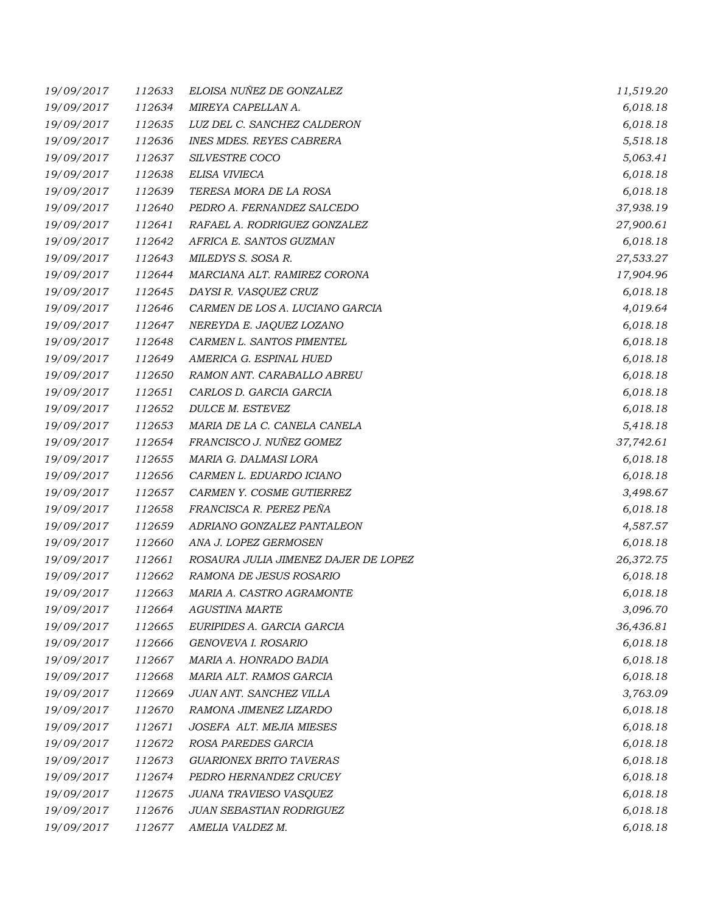| | | | |
|---|---|---|---|
| 19/09/2017 | 112633 | ELOISA NUÑEZ DE GONZALEZ | 11,519.20 |
| 19/09/2017 | 112634 | MIREYA CAPELLAN A. | 6,018.18 |
| 19/09/2017 | 112635 | LUZ DEL C. SANCHEZ CALDERON | 6,018.18 |
| 19/09/2017 | 112636 | INES MDES. REYES CABRERA | 5,518.18 |
| 19/09/2017 | 112637 | SILVESTRE COCO | 5,063.41 |
| 19/09/2017 | 112638 | ELISA VIVIECA | 6,018.18 |
| 19/09/2017 | 112639 | TERESA MORA DE LA ROSA | 6,018.18 |
| 19/09/2017 | 112640 | PEDRO A. FERNANDEZ SALCEDO | 37,938.19 |
| 19/09/2017 | 112641 | RAFAEL A. RODRIGUEZ GONZALEZ | 27,900.61 |
| 19/09/2017 | 112642 | AFRICA E. SANTOS GUZMAN | 6,018.18 |
| 19/09/2017 | 112643 | MILEDYS S. SOSA R. | 27,533.27 |
| 19/09/2017 | 112644 | MARCIANA ALT. RAMIREZ CORONA | 17,904.96 |
| 19/09/2017 | 112645 | DAYSI R. VASQUEZ CRUZ | 6,018.18 |
| 19/09/2017 | 112646 | CARMEN DE LOS A. LUCIANO GARCIA | 4,019.64 |
| 19/09/2017 | 112647 | NEREYDA E. JAQUEZ LOZANO | 6,018.18 |
| 19/09/2017 | 112648 | CARMEN L. SANTOS PIMENTEL | 6,018.18 |
| 19/09/2017 | 112649 | AMERICA G. ESPINAL HUED | 6,018.18 |
| 19/09/2017 | 112650 | RAMON ANT. CARABALLO ABREU | 6,018.18 |
| 19/09/2017 | 112651 | CARLOS D. GARCIA GARCIA | 6,018.18 |
| 19/09/2017 | 112652 | DULCE M. ESTEVEZ | 6,018.18 |
| 19/09/2017 | 112653 | MARIA DE LA C. CANELA CANELA | 5,418.18 |
| 19/09/2017 | 112654 | FRANCISCO J. NUÑEZ GOMEZ | 37,742.61 |
| 19/09/2017 | 112655 | MARIA G. DALMASI LORA | 6,018.18 |
| 19/09/2017 | 112656 | CARMEN L. EDUARDO ICIANO | 6,018.18 |
| 19/09/2017 | 112657 | CARMEN Y. COSME GUTIERREZ | 3,498.67 |
| 19/09/2017 | 112658 | FRANCISCA R. PEREZ PEÑA | 6,018.18 |
| 19/09/2017 | 112659 | ADRIANO GONZALEZ PANTALEON | 4,587.57 |
| 19/09/2017 | 112660 | ANA J. LOPEZ GERMOSEN | 6,018.18 |
| 19/09/2017 | 112661 | ROSAURA JULIA JIMENEZ DAJER DE LOPEZ | 26,372.75 |
| 19/09/2017 | 112662 | RAMONA DE JESUS ROSARIO | 6,018.18 |
| 19/09/2017 | 112663 | MARIA A. CASTRO AGRAMONTE | 6,018.18 |
| 19/09/2017 | 112664 | AGUSTINA MARTE | 3,096.70 |
| 19/09/2017 | 112665 | EURIPIDES A. GARCIA GARCIA | 36,436.81 |
| 19/09/2017 | 112666 | GENOVEVA I. ROSARIO | 6,018.18 |
| 19/09/2017 | 112667 | MARIA A. HONRADO BADIA | 6,018.18 |
| 19/09/2017 | 112668 | MARIA ALT. RAMOS GARCIA | 6,018.18 |
| 19/09/2017 | 112669 | JUAN ANT. SANCHEZ VILLA | 3,763.09 |
| 19/09/2017 | 112670 | RAMONA JIMENEZ LIZARDO | 6,018.18 |
| 19/09/2017 | 112671 | JOSEFA ALT. MEJIA MIESES | 6,018.18 |
| 19/09/2017 | 112672 | ROSA PAREDES GARCIA | 6,018.18 |
| 19/09/2017 | 112673 | GUARIONEX BRITO TAVERAS | 6,018.18 |
| 19/09/2017 | 112674 | PEDRO HERNANDEZ CRUCEY | 6,018.18 |
| 19/09/2017 | 112675 | JUANA TRAVIESO VASQUEZ | 6,018.18 |
| 19/09/2017 | 112676 | JUAN SEBASTIAN RODRIGUEZ | 6,018.18 |
| 19/09/2017 | 112677 | AMELIA VALDEZ M. | 6,018.18 |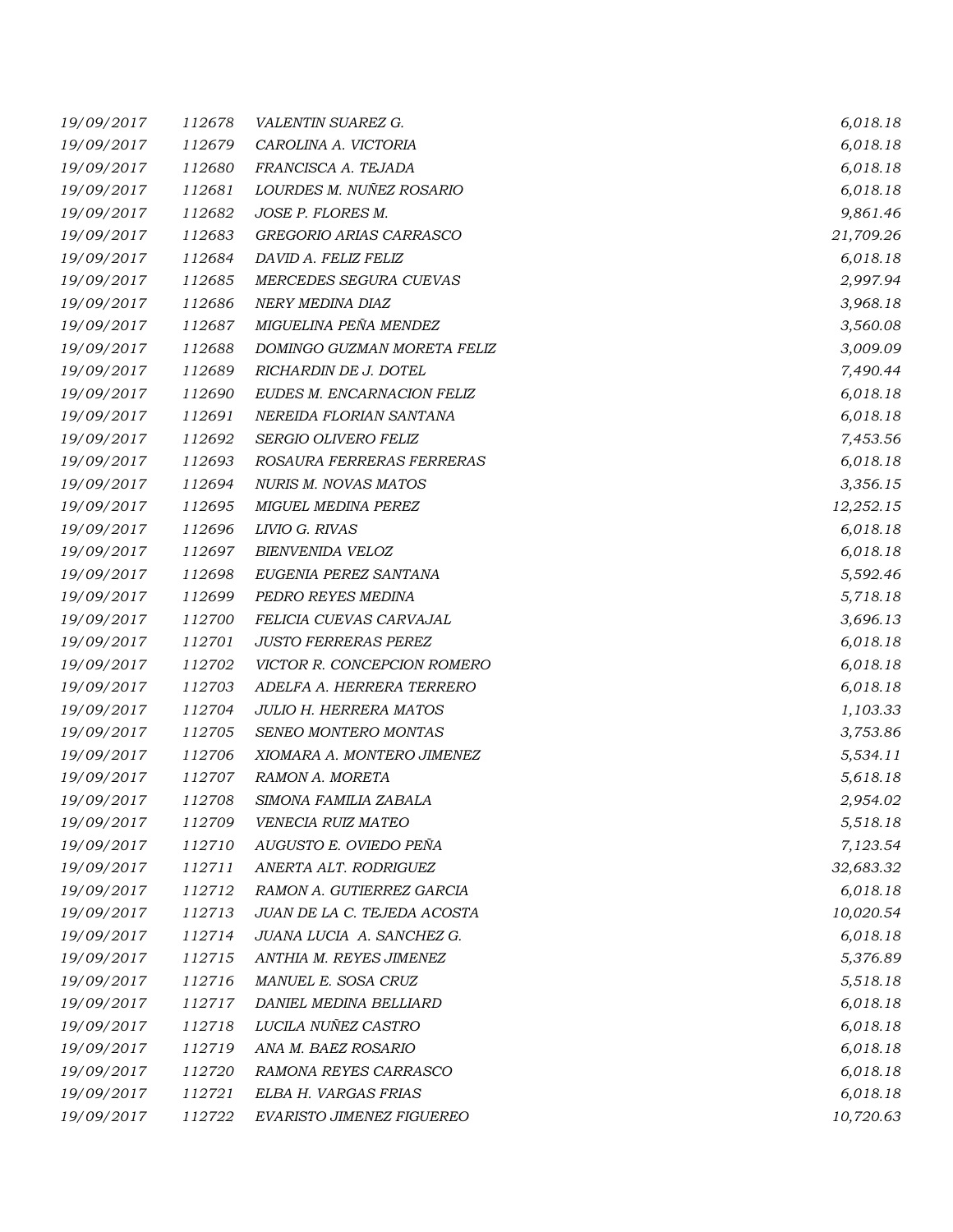| | | | |
|---|---|---|---|
| *19/09/2017* | *112678* | *VALENTIN SUAREZ G.* | *6,018.18* |
| *19/09/2017* | *112679* | *CAROLINA A. VICTORIA* | *6,018.18* |
| *19/09/2017* | *112680* | *FRANCISCA A. TEJADA* | *6,018.18* |
| *19/09/2017* | *112681* | *LOURDES M. NUÑEZ ROSARIO* | *6,018.18* |
| *19/09/2017* | *112682* | *JOSE P. FLORES M.* | *9,861.46* |
| *19/09/2017* | *112683* | *GREGORIO ARIAS CARRASCO* | *21,709.26* |
| *19/09/2017* | *112684* | *DAVID A. FELIZ FELIZ* | *6,018.18* |
| *19/09/2017* | *112685* | *MERCEDES SEGURA CUEVAS* | *2,997.94* |
| *19/09/2017* | *112686* | *NERY MEDINA DIAZ* | *3,968.18* |
| *19/09/2017* | *112687* | *MIGUELINA PEÑA MENDEZ* | *3,560.08* |
| *19/09/2017* | *112688* | *DOMINGO GUZMAN MORETA FELIZ* | *3,009.09* |
| *19/09/2017* | *112689* | *RICHARDIN DE J. DOTEL* | *7,490.44* |
| *19/09/2017* | *112690* | *EUDES M. ENCARNACION FELIZ* | *6,018.18* |
| *19/09/2017* | *112691* | *NEREIDA FLORIAN SANTANA* | *6,018.18* |
| *19/09/2017* | *112692* | *SERGIO OLIVERO FELIZ* | *7,453.56* |
| *19/09/2017* | *112693* | *ROSAURA FERRERAS FERRERAS* | *6,018.18* |
| *19/09/2017* | *112694* | *NURIS M. NOVAS MATOS* | *3,356.15* |
| *19/09/2017* | *112695* | *MIGUEL MEDINA PEREZ* | *12,252.15* |
| *19/09/2017* | *112696* | *LIVIO G. RIVAS* | *6,018.18* |
| *19/09/2017* | *112697* | *BIENVENIDA VELOZ* | *6,018.18* |
| *19/09/2017* | *112698* | *EUGENIA PEREZ SANTANA* | *5,592.46* |
| *19/09/2017* | *112699* | *PEDRO REYES MEDINA* | *5,718.18* |
| *19/09/2017* | *112700* | *FELICIA CUEVAS CARVAJAL* | *3,696.13* |
| *19/09/2017* | *112701* | *JUSTO FERRERAS PEREZ* | *6,018.18* |
| *19/09/2017* | *112702* | *VICTOR R. CONCEPCION ROMERO* | *6,018.18* |
| *19/09/2017* | *112703* | *ADELFA A. HERRERA TERRERO* | *6,018.18* |
| *19/09/2017* | *112704* | *JULIO H. HERRERA MATOS* | *1,103.33* |
| *19/09/2017* | *112705* | *SENEO MONTERO MONTAS* | *3,753.86* |
| *19/09/2017* | *112706* | *XIOMARA A. MONTERO JIMENEZ* | *5,534.11* |
| *19/09/2017* | *112707* | *RAMON A. MORETA* | *5,618.18* |
| *19/09/2017* | *112708* | *SIMONA FAMILIA ZABALA* | *2,954.02* |
| *19/09/2017* | *112709* | *VENECIA RUIZ MATEO* | *5,518.18* |
| *19/09/2017* | *112710* | *AUGUSTO E. OVIEDO PEÑA* | *7,123.54* |
| *19/09/2017* | *112711* | *ANERTA ALT. RODRIGUEZ* | *32,683.32* |
| *19/09/2017* | *112712* | *RAMON A. GUTIERREZ GARCIA* | *6,018.18* |
| *19/09/2017* | *112713* | *JUAN DE LA C. TEJEDA ACOSTA* | *10,020.54* |
| *19/09/2017* | *112714* | *JUANA LUCIA A. SANCHEZ G.* | *6,018.18* |
| *19/09/2017* | *112715* | *ANTHIA M. REYES JIMENEZ* | *5,376.89* |
| *19/09/2017* | *112716* | *MANUEL E. SOSA CRUZ* | *5,518.18* |
| *19/09/2017* | *112717* | *DANIEL MEDINA BELLIARD* | *6,018.18* |
| *19/09/2017* | *112718* | *LUCILA NUÑEZ CASTRO* | *6,018.18* |
| *19/09/2017* | *112719* | *ANA M. BAEZ ROSARIO* | *6,018.18* |
| *19/09/2017* | *112720* | *RAMONA REYES CARRASCO* | *6,018.18* |
| *19/09/2017* | *112721* | *ELBA H. VARGAS FRIAS* | *6,018.18* |
| *19/09/2017* | *112722* | *EVARISTO JIMENEZ FIGUEREO* | *10,720.63* |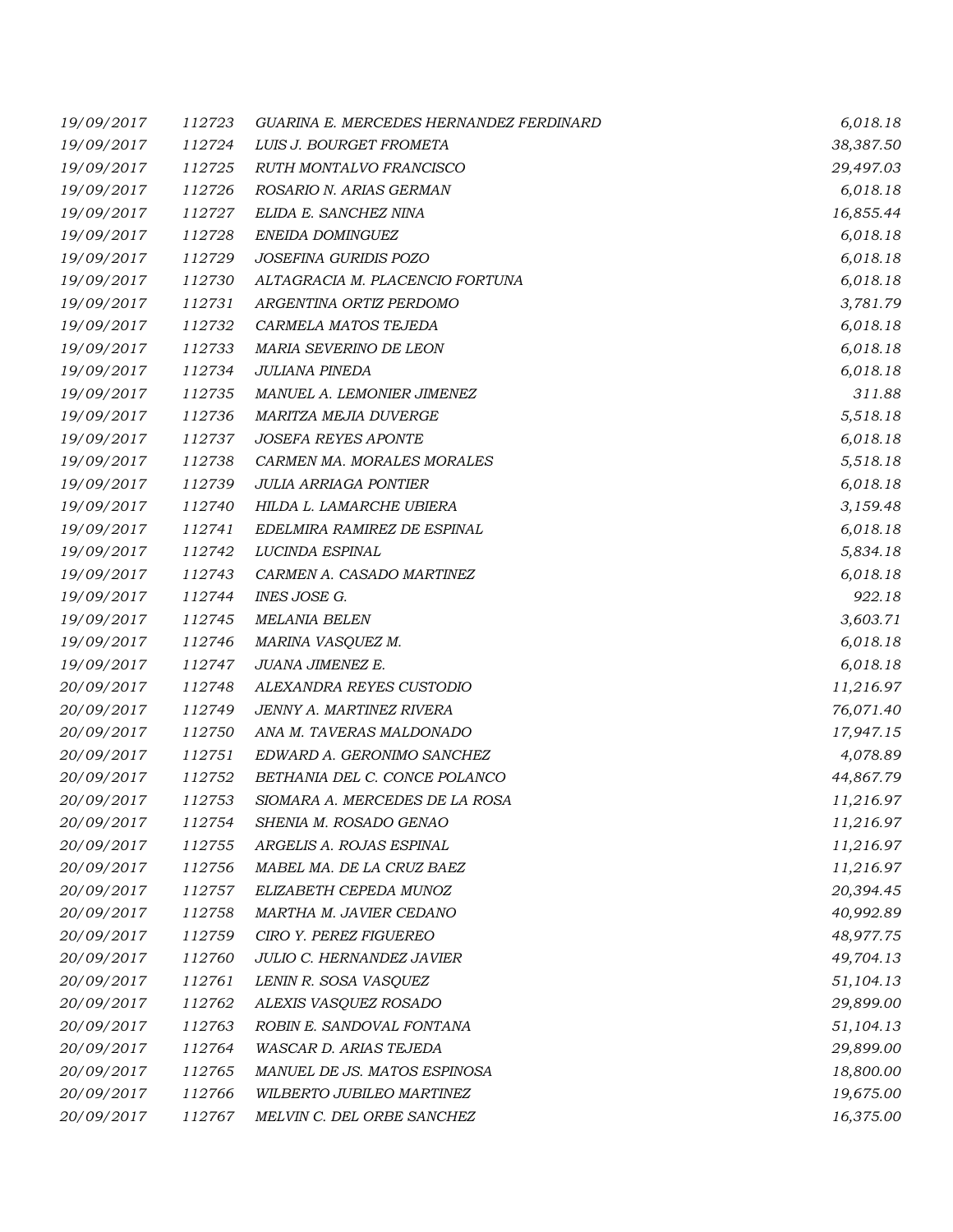| | | | |
|---|---|---|---|
| 19/09/2017 | 112723 | GUARINA E. MERCEDES HERNANDEZ FERDINARD | 6,018.18 |
| 19/09/2017 | 112724 | LUIS J. BOURGET FROMETA | 38,387.50 |
| 19/09/2017 | 112725 | RUTH MONTALVO FRANCISCO | 29,497.03 |
| 19/09/2017 | 112726 | ROSARIO N. ARIAS GERMAN | 6,018.18 |
| 19/09/2017 | 112727 | ELIDA E. SANCHEZ NINA | 16,855.44 |
| 19/09/2017 | 112728 | ENEIDA DOMINGUEZ | 6,018.18 |
| 19/09/2017 | 112729 | JOSEFINA GURIDIS POZO | 6,018.18 |
| 19/09/2017 | 112730 | ALTAGRACIA M. PLACENCIO FORTUNA | 6,018.18 |
| 19/09/2017 | 112731 | ARGENTINA ORTIZ PERDOMO | 3,781.79 |
| 19/09/2017 | 112732 | CARMELA MATOS TEJEDA | 6,018.18 |
| 19/09/2017 | 112733 | MARIA SEVERINO DE LEON | 6,018.18 |
| 19/09/2017 | 112734 | JULIANA PINEDA | 6,018.18 |
| 19/09/2017 | 112735 | MANUEL A. LEMONIER JIMENEZ | 311.88 |
| 19/09/2017 | 112736 | MARITZA MEJIA DUVERGE | 5,518.18 |
| 19/09/2017 | 112737 | JOSEFA REYES APONTE | 6,018.18 |
| 19/09/2017 | 112738 | CARMEN MA. MORALES MORALES | 5,518.18 |
| 19/09/2017 | 112739 | JULIA ARRIAGA PONTIER | 6,018.18 |
| 19/09/2017 | 112740 | HILDA L. LAMARCHE UBIERA | 3,159.48 |
| 19/09/2017 | 112741 | EDELMIRA RAMIREZ DE ESPINAL | 6,018.18 |
| 19/09/2017 | 112742 | LUCINDA ESPINAL | 5,834.18 |
| 19/09/2017 | 112743 | CARMEN A. CASADO MARTINEZ | 6,018.18 |
| 19/09/2017 | 112744 | INES JOSE G. | 922.18 |
| 19/09/2017 | 112745 | MELANIA BELEN | 3,603.71 |
| 19/09/2017 | 112746 | MARINA VASQUEZ M. | 6,018.18 |
| 19/09/2017 | 112747 | JUANA JIMENEZ E. | 6,018.18 |
| 20/09/2017 | 112748 | ALEXANDRA REYES CUSTODIO | 11,216.97 |
| 20/09/2017 | 112749 | JENNY A. MARTINEZ RIVERA | 76,071.40 |
| 20/09/2017 | 112750 | ANA M. TAVERAS MALDONADO | 17,947.15 |
| 20/09/2017 | 112751 | EDWARD A. GERONIMO SANCHEZ | 4,078.89 |
| 20/09/2017 | 112752 | BETHANIA DEL C. CONCE POLANCO | 44,867.79 |
| 20/09/2017 | 112753 | SIOMARA A. MERCEDES DE LA ROSA | 11,216.97 |
| 20/09/2017 | 112754 | SHENIA M. ROSADO GENAO | 11,216.97 |
| 20/09/2017 | 112755 | ARGELIS A. ROJAS ESPINAL | 11,216.97 |
| 20/09/2017 | 112756 | MABEL MA. DE LA CRUZ BAEZ | 11,216.97 |
| 20/09/2017 | 112757 | ELIZABETH CEPEDA MUNOZ | 20,394.45 |
| 20/09/2017 | 112758 | MARTHA M. JAVIER CEDANO | 40,992.89 |
| 20/09/2017 | 112759 | CIRO Y. PEREZ FIGUEREO | 48,977.75 |
| 20/09/2017 | 112760 | JULIO C. HERNANDEZ JAVIER | 49,704.13 |
| 20/09/2017 | 112761 | LENIN R. SOSA VASQUEZ | 51,104.13 |
| 20/09/2017 | 112762 | ALEXIS VASQUEZ ROSADO | 29,899.00 |
| 20/09/2017 | 112763 | ROBIN E. SANDOVAL FONTANA | 51,104.13 |
| 20/09/2017 | 112764 | WASCAR D. ARIAS TEJEDA | 29,899.00 |
| 20/09/2017 | 112765 | MANUEL DE JS. MATOS ESPINOSA | 18,800.00 |
| 20/09/2017 | 112766 | WILBERTO JUBILEO MARTINEZ | 19,675.00 |
| 20/09/2017 | 112767 | MELVIN C. DEL ORBE SANCHEZ | 16,375.00 |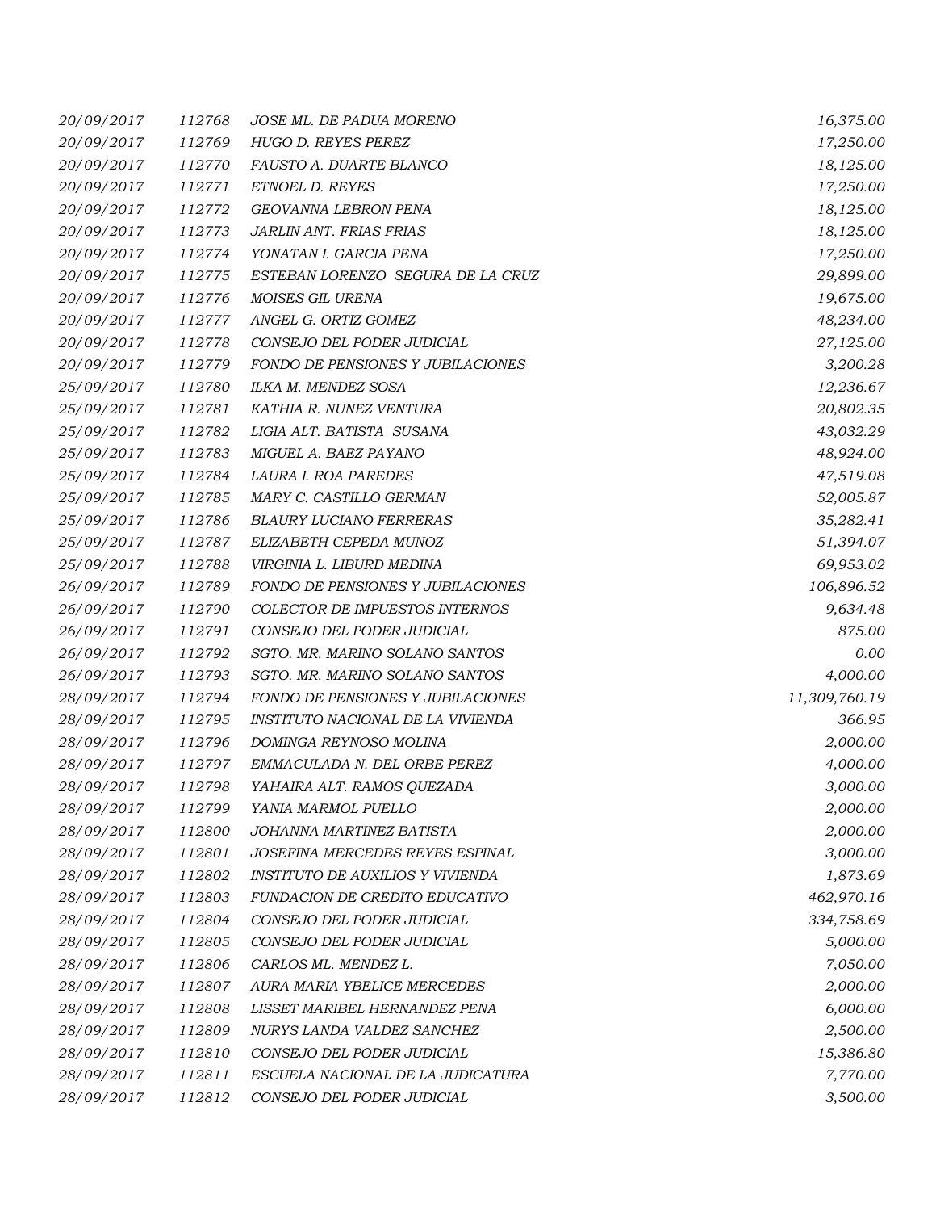| | | | |
|---|---|---|---|
| 20/09/2017 | 112768 | JOSE ML. DE PADUA MORENO | 16,375.00 |
| 20/09/2017 | 112769 | HUGO D. REYES PEREZ | 17,250.00 |
| 20/09/2017 | 112770 | FAUSTO A. DUARTE BLANCO | 18,125.00 |
| 20/09/2017 | 112771 | ETNOEL D. REYES | 17,250.00 |
| 20/09/2017 | 112772 | GEOVANNA LEBRON PENA | 18,125.00 |
| 20/09/2017 | 112773 | JARLIN ANT. FRIAS FRIAS | 18,125.00 |
| 20/09/2017 | 112774 | YONATAN I. GARCIA PENA | 17,250.00 |
| 20/09/2017 | 112775 | ESTEBAN LORENZO SEGURA DE LA CRUZ | 29,899.00 |
| 20/09/2017 | 112776 | MOISES GIL URENA | 19,675.00 |
| 20/09/2017 | 112777 | ANGEL G. ORTIZ GOMEZ | 48,234.00 |
| 20/09/2017 | 112778 | CONSEJO DEL PODER JUDICIAL | 27,125.00 |
| 20/09/2017 | 112779 | FONDO DE PENSIONES Y JUBILACIONES | 3,200.28 |
| 25/09/2017 | 112780 | ILKA M. MENDEZ SOSA | 12,236.67 |
| 25/09/2017 | 112781 | KATHIA R. NUNEZ VENTURA | 20,802.35 |
| 25/09/2017 | 112782 | LIGIA ALT. BATISTA SUSANA | 43,032.29 |
| 25/09/2017 | 112783 | MIGUEL A. BAEZ PAYANO | 48,924.00 |
| 25/09/2017 | 112784 | LAURA I. ROA PAREDES | 47,519.08 |
| 25/09/2017 | 112785 | MARY C. CASTILLO GERMAN | 52,005.87 |
| 25/09/2017 | 112786 | BLAURY LUCIANO FERRERAS | 35,282.41 |
| 25/09/2017 | 112787 | ELIZABETH CEPEDA MUNOZ | 51,394.07 |
| 25/09/2017 | 112788 | VIRGINIA L. LIBURD MEDINA | 69,953.02 |
| 26/09/2017 | 112789 | FONDO DE PENSIONES Y JUBILACIONES | 106,896.52 |
| 26/09/2017 | 112790 | COLECTOR DE IMPUESTOS INTERNOS | 9,634.48 |
| 26/09/2017 | 112791 | CONSEJO DEL PODER JUDICIAL | 875.00 |
| 26/09/2017 | 112792 | SGTO. MR. MARINO SOLANO SANTOS | 0.00 |
| 26/09/2017 | 112793 | SGTO. MR. MARINO SOLANO SANTOS | 4,000.00 |
| 28/09/2017 | 112794 | FONDO DE PENSIONES Y JUBILACIONES | 11,309,760.19 |
| 28/09/2017 | 112795 | INSTITUTO NACIONAL DE LA VIVIENDA | 366.95 |
| 28/09/2017 | 112796 | DOMINGA REYNOSO MOLINA | 2,000.00 |
| 28/09/2017 | 112797 | EMMACULADA N. DEL ORBE PEREZ | 4,000.00 |
| 28/09/2017 | 112798 | YAHAIRA ALT. RAMOS QUEZADA | 3,000.00 |
| 28/09/2017 | 112799 | YANIA MARMOL PUELLO | 2,000.00 |
| 28/09/2017 | 112800 | JOHANNA MARTINEZ BATISTA | 2,000.00 |
| 28/09/2017 | 112801 | JOSEFINA MERCEDES REYES ESPINAL | 3,000.00 |
| 28/09/2017 | 112802 | INSTITUTO DE AUXILIOS Y VIVIENDA | 1,873.69 |
| 28/09/2017 | 112803 | FUNDACION DE CREDITO EDUCATIVO | 462,970.16 |
| 28/09/2017 | 112804 | CONSEJO DEL PODER JUDICIAL | 334,758.69 |
| 28/09/2017 | 112805 | CONSEJO DEL PODER JUDICIAL | 5,000.00 |
| 28/09/2017 | 112806 | CARLOS ML. MENDEZ L. | 7,050.00 |
| 28/09/2017 | 112807 | AURA MARIA YBELICE MERCEDES | 2,000.00 |
| 28/09/2017 | 112808 | LISSET MARIBEL HERNANDEZ PENA | 6,000.00 |
| 28/09/2017 | 112809 | NURYS LANDA VALDEZ SANCHEZ | 2,500.00 |
| 28/09/2017 | 112810 | CONSEJO DEL PODER JUDICIAL | 15,386.80 |
| 28/09/2017 | 112811 | ESCUELA NACIONAL DE LA JUDICATURA | 7,770.00 |
| 28/09/2017 | 112812 | CONSEJO DEL PODER JUDICIAL | 3,500.00 |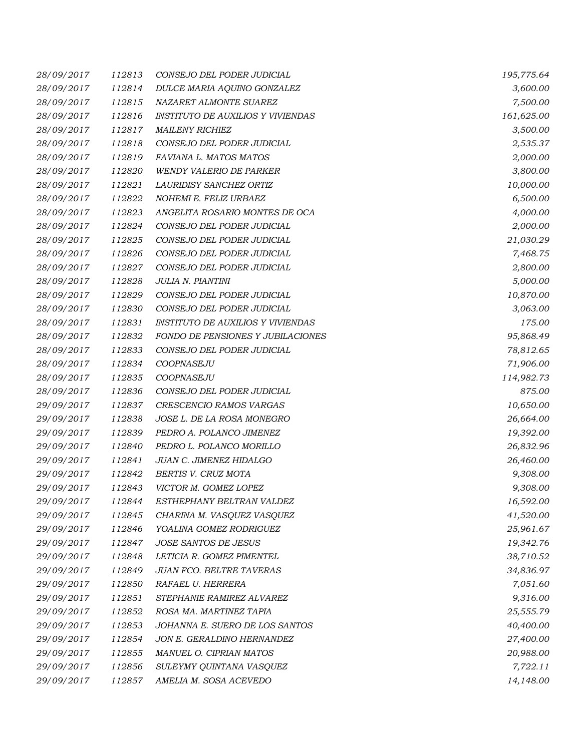| | | | |
|---|---|---|---|
| 28/09/2017 | 112813 | CONSEJO DEL PODER JUDICIAL | 195,775.64 |
| 28/09/2017 | 112814 | DULCE MARIA AQUINO GONZALEZ | 3,600.00 |
| 28/09/2017 | 112815 | NAZARET ALMONTE SUAREZ | 7,500.00 |
| 28/09/2017 | 112816 | INSTITUTO DE AUXILIOS Y VIVIENDAS | 161,625.00 |
| 28/09/2017 | 112817 | MAILENY RICHIEZ | 3,500.00 |
| 28/09/2017 | 112818 | CONSEJO DEL PODER JUDICIAL | 2,535.37 |
| 28/09/2017 | 112819 | FAVIANA L. MATOS MATOS | 2,000.00 |
| 28/09/2017 | 112820 | WENDY VALERIO DE PARKER | 3,800.00 |
| 28/09/2017 | 112821 | LAURIDISY SANCHEZ ORTIZ | 10,000.00 |
| 28/09/2017 | 112822 | NOHEMI E. FELIZ URBAEZ | 6,500.00 |
| 28/09/2017 | 112823 | ANGELITA ROSARIO MONTES DE OCA | 4,000.00 |
| 28/09/2017 | 112824 | CONSEJO DEL PODER JUDICIAL | 2,000.00 |
| 28/09/2017 | 112825 | CONSEJO DEL PODER JUDICIAL | 21,030.29 |
| 28/09/2017 | 112826 | CONSEJO DEL PODER JUDICIAL | 7,468.75 |
| 28/09/2017 | 112827 | CONSEJO DEL PODER JUDICIAL | 2,800.00 |
| 28/09/2017 | 112828 | JULIA N. PIANTINI | 5,000.00 |
| 28/09/2017 | 112829 | CONSEJO DEL PODER JUDICIAL | 10,870.00 |
| 28/09/2017 | 112830 | CONSEJO DEL PODER JUDICIAL | 3,063.00 |
| 28/09/2017 | 112831 | INSTITUTO DE AUXILIOS Y VIVIENDAS | 175.00 |
| 28/09/2017 | 112832 | FONDO DE PENSIONES Y JUBILACIONES | 95,868.49 |
| 28/09/2017 | 112833 | CONSEJO DEL PODER JUDICIAL | 78,812.65 |
| 28/09/2017 | 112834 | COOPNASEJU | 71,906.00 |
| 28/09/2017 | 112835 | COOPNASEJU | 114,982.73 |
| 28/09/2017 | 112836 | CONSEJO DEL PODER JUDICIAL | 875.00 |
| 29/09/2017 | 112837 | CRESCENCIO RAMOS VARGAS | 10,650.00 |
| 29/09/2017 | 112838 | JOSE L. DE LA ROSA MONEGRO | 26,664.00 |
| 29/09/2017 | 112839 | PEDRO A. POLANCO JIMENEZ | 19,392.00 |
| 29/09/2017 | 112840 | PEDRO L. POLANCO MORILLO | 26,832.96 |
| 29/09/2017 | 112841 | JUAN C. JIMENEZ HIDALGO | 26,460.00 |
| 29/09/2017 | 112842 | BERTIS V. CRUZ MOTA | 9,308.00 |
| 29/09/2017 | 112843 | VICTOR M. GOMEZ LOPEZ | 9,308.00 |
| 29/09/2017 | 112844 | ESTHEPHANY BELTRAN VALDEZ | 16,592.00 |
| 29/09/2017 | 112845 | CHARINA M. VASQUEZ VASQUEZ | 41,520.00 |
| 29/09/2017 | 112846 | YOALINA GOMEZ RODRIGUEZ | 25,961.67 |
| 29/09/2017 | 112847 | JOSE SANTOS DE JESUS | 19,342.76 |
| 29/09/2017 | 112848 | LETICIA R. GOMEZ PIMENTEL | 38,710.52 |
| 29/09/2017 | 112849 | JUAN FCO. BELTRE TAVERAS | 34,836.97 |
| 29/09/2017 | 112850 | RAFAEL U. HERRERA | 7,051.60 |
| 29/09/2017 | 112851 | STEPHANIE RAMIREZ ALVAREZ | 9,316.00 |
| 29/09/2017 | 112852 | ROSA MA. MARTINEZ TAPIA | 25,555.79 |
| 29/09/2017 | 112853 | JOHANNA E. SUERO DE LOS SANTOS | 40,400.00 |
| 29/09/2017 | 112854 | JON E. GERALDINO HERNANDEZ | 27,400.00 |
| 29/09/2017 | 112855 | MANUEL O. CIPRIAN MATOS | 20,988.00 |
| 29/09/2017 | 112856 | SULEYMY QUINTANA VASQUEZ | 7,722.11 |
| 29/09/2017 | 112857 | AMELIA M. SOSA ACEVEDO | 14,148.00 |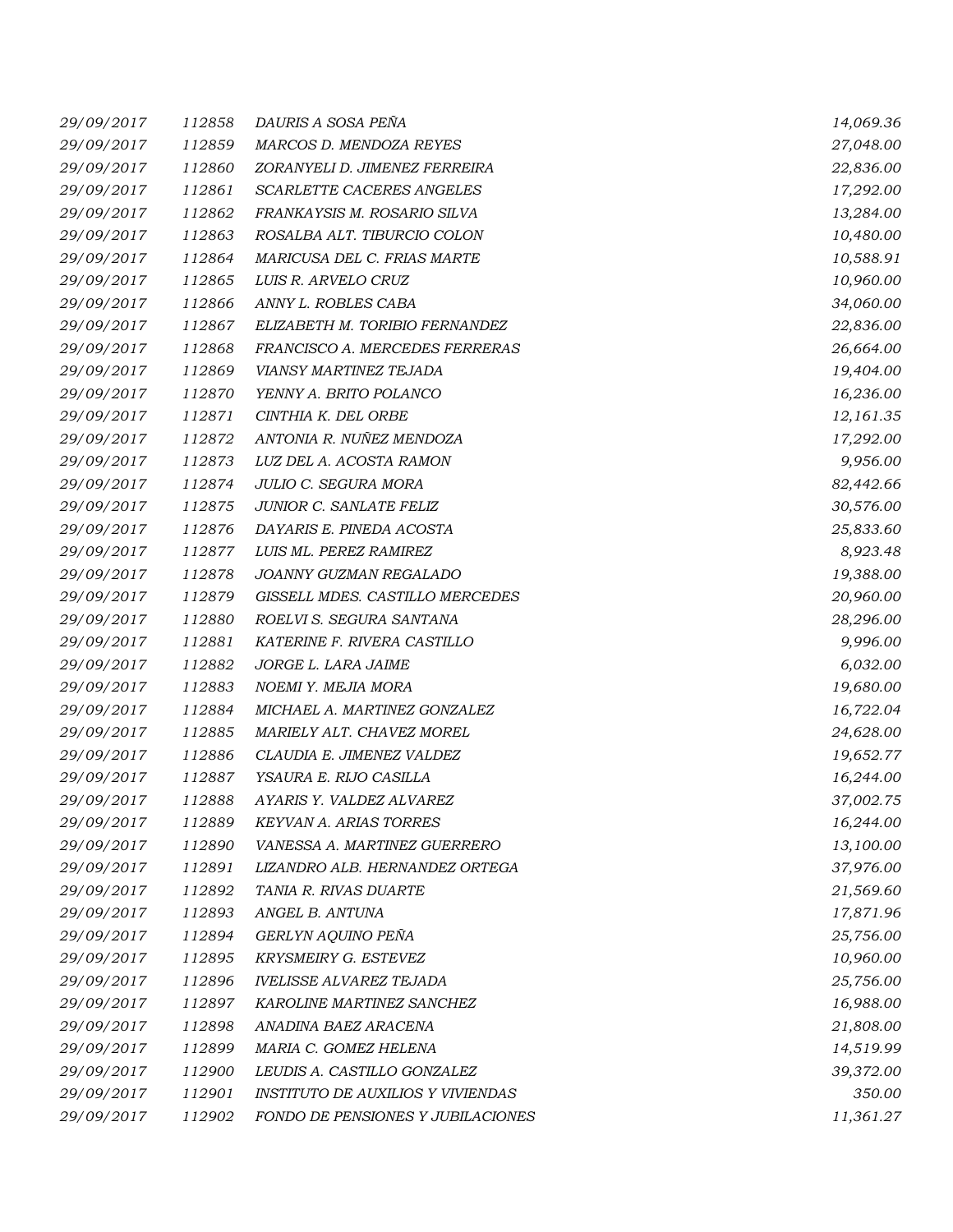| | | | |
|---|---|---|---|
| *29/09/2017* | *112858* | *DAURIS A SOSA PEÑA* | *14,069.36* |
| *29/09/2017* | *112859* | *MARCOS D. MENDOZA REYES* | *27,048.00* |
| *29/09/2017* | *112860* | *ZORANYELI D. JIMENEZ FERREIRA* | *22,836.00* |
| *29/09/2017* | *112861* | *SCARLETTE CACERES ANGELES* | *17,292.00* |
| *29/09/2017* | *112862* | *FRANKAYSIS M. ROSARIO SILVA* | *13,284.00* |
| *29/09/2017* | *112863* | *ROSALBA ALT. TIBURCIO COLON* | *10,480.00* |
| *29/09/2017* | *112864* | *MARICUSA DEL C. FRIAS MARTE* | *10,588.91* |
| *29/09/2017* | *112865* | *LUIS R. ARVELO CRUZ* | *10,960.00* |
| *29/09/2017* | *112866* | *ANNY L. ROBLES CABA* | *34,060.00* |
| *29/09/2017* | *112867* | *ELIZABETH M. TORIBIO FERNANDEZ* | *22,836.00* |
| *29/09/2017* | *112868* | *FRANCISCO A. MERCEDES FERRERAS* | *26,664.00* |
| *29/09/2017* | *112869* | *VIANSY MARTINEZ TEJADA* | *19,404.00* |
| *29/09/2017* | *112870* | *YENNY A. BRITO POLANCO* | *16,236.00* |
| *29/09/2017* | *112871* | *CINTHIA K. DEL ORBE* | *12,161.35* |
| *29/09/2017* | *112872* | *ANTONIA R. NUÑEZ MENDOZA* | *17,292.00* |
| *29/09/2017* | *112873* | *LUZ DEL A. ACOSTA RAMON* | *9,956.00* |
| *29/09/2017* | *112874* | *JULIO C. SEGURA MORA* | *82,442.66* |
| *29/09/2017* | *112875* | *JUNIOR C. SANLATE FELIZ* | *30,576.00* |
| *29/09/2017* | *112876* | *DAYARIS E. PINEDA ACOSTA* | *25,833.60* |
| *29/09/2017* | *112877* | *LUIS ML. PEREZ RAMIREZ* | *8,923.48* |
| *29/09/2017* | *112878* | *JOANNY GUZMAN REGALADO* | *19,388.00* |
| *29/09/2017* | *112879* | *GISSELL MDES. CASTILLO MERCEDES* | *20,960.00* |
| *29/09/2017* | *112880* | *ROELVI S. SEGURA SANTANA* | *28,296.00* |
| *29/09/2017* | *112881* | *KATERINE F. RIVERA CASTILLO* | *9,996.00* |
| *29/09/2017* | *112882* | *JORGE L. LARA JAIME* | *6,032.00* |
| *29/09/2017* | *112883* | *NOEMI Y. MEJIA MORA* | *19,680.00* |
| *29/09/2017* | *112884* | *MICHAEL A. MARTINEZ GONZALEZ* | *16,722.04* |
| *29/09/2017* | *112885* | *MARIELY ALT. CHAVEZ MOREL* | *24,628.00* |
| *29/09/2017* | *112886* | *CLAUDIA E. JIMENEZ VALDEZ* | *19,652.77* |
| *29/09/2017* | *112887* | *YSAURA E. RIJO CASILLA* | *16,244.00* |
| *29/09/2017* | *112888* | *AYARIS Y. VALDEZ ALVAREZ* | *37,002.75* |
| *29/09/2017* | *112889* | *KEYVAN A. ARIAS TORRES* | *16,244.00* |
| *29/09/2017* | *112890* | *VANESSA A. MARTINEZ GUERRERO* | *13,100.00* |
| *29/09/2017* | *112891* | *LIZANDRO ALB. HERNANDEZ ORTEGA* | *37,976.00* |
| *29/09/2017* | *112892* | *TANIA R. RIVAS DUARTE* | *21,569.60* |
| *29/09/2017* | *112893* | *ANGEL B. ANTUNA* | *17,871.96* |
| *29/09/2017* | *112894* | *GERLYN AQUINO PEÑA* | *25,756.00* |
| *29/09/2017* | *112895* | *KRYSMEIRY G. ESTEVEZ* | *10,960.00* |
| *29/09/2017* | *112896* | *IVELISSE ALVAREZ TEJADA* | *25,756.00* |
| *29/09/2017* | *112897* | *KAROLINE MARTINEZ SANCHEZ* | *16,988.00* |
| *29/09/2017* | *112898* | *ANADINA BAEZ ARACENA* | *21,808.00* |
| *29/09/2017* | *112899* | *MARIA C. GOMEZ HELENA* | *14,519.99* |
| *29/09/2017* | *112900* | *LEUDIS A. CASTILLO GONZALEZ* | *39,372.00* |
| *29/09/2017* | *112901* | *INSTITUTO DE AUXILIOS Y VIVIENDAS* | *350.00* |
| *29/09/2017* | *112902* | *FONDO DE PENSIONES Y JUBILACIONES* | *11,361.27* |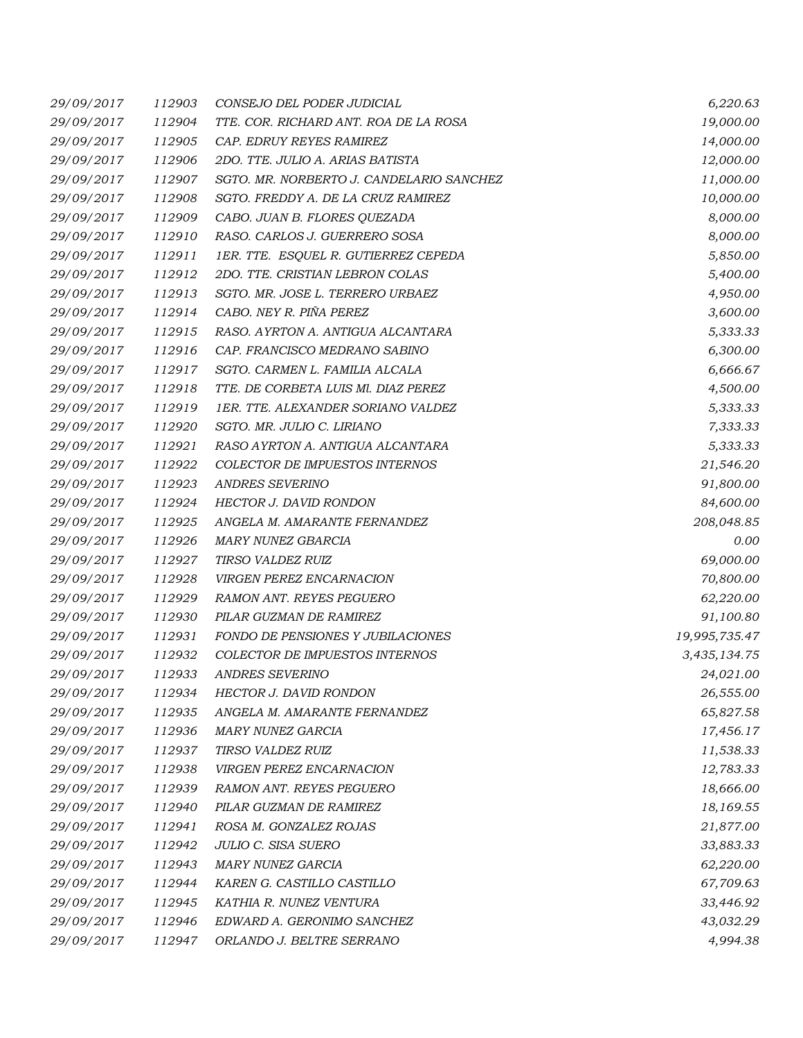| | | | |
|---|---|---|---|
| 29/09/2017 | 112903 | CONSEJO DEL PODER JUDICIAL | 6,220.63 |
| 29/09/2017 | 112904 | TTE. COR. RICHARD ANT. ROA DE LA ROSA | 19,000.00 |
| 29/09/2017 | 112905 | CAP. EDRUY REYES RAMIREZ | 14,000.00 |
| 29/09/2017 | 112906 | 2DO. TTE. JULIO A. ARIAS BATISTA | 12,000.00 |
| 29/09/2017 | 112907 | SGTO. MR. NORBERTO J. CANDELARIO SANCHEZ | 11,000.00 |
| 29/09/2017 | 112908 | SGTO. FREDDY A. DE LA CRUZ RAMIREZ | 10,000.00 |
| 29/09/2017 | 112909 | CABO. JUAN B. FLORES QUEZADA | 8,000.00 |
| 29/09/2017 | 112910 | RASO. CARLOS J. GUERRERO SOSA | 8,000.00 |
| 29/09/2017 | 112911 | 1ER. TTE. ESQUEL R. GUTIERREZ CEPEDA | 5,850.00 |
| 29/09/2017 | 112912 | 2DO. TTE. CRISTIAN LEBRON COLAS | 5,400.00 |
| 29/09/2017 | 112913 | SGTO. MR. JOSE L. TERRERO URBAEZ | 4,950.00 |
| 29/09/2017 | 112914 | CABO. NEY R. PIÑA PEREZ | 3,600.00 |
| 29/09/2017 | 112915 | RASO. AYRTON A. ANTIGUA ALCANTARA | 5,333.33 |
| 29/09/2017 | 112916 | CAP. FRANCISCO MEDRANO SABINO | 6,300.00 |
| 29/09/2017 | 112917 | SGTO. CARMEN L. FAMILIA ALCALA | 6,666.67 |
| 29/09/2017 | 112918 | TTE. DE CORBETA LUIS Ml. DIAZ PEREZ | 4,500.00 |
| 29/09/2017 | 112919 | 1ER. TTE. ALEXANDER SORIANO VALDEZ | 5,333.33 |
| 29/09/2017 | 112920 | SGTO. MR. JULIO C. LIRIANO | 7,333.33 |
| 29/09/2017 | 112921 | RASO AYRTON A. ANTIGUA ALCANTARA | 5,333.33 |
| 29/09/2017 | 112922 | COLECTOR DE IMPUESTOS INTERNOS | 21,546.20 |
| 29/09/2017 | 112923 | ANDRES SEVERINO | 91,800.00 |
| 29/09/2017 | 112924 | HECTOR J. DAVID RONDON | 84,600.00 |
| 29/09/2017 | 112925 | ANGELA M. AMARANTE FERNANDEZ | 208,048.85 |
| 29/09/2017 | 112926 | MARY NUNEZ GBARCIA | 0.00 |
| 29/09/2017 | 112927 | TIRSO VALDEZ RUIZ | 69,000.00 |
| 29/09/2017 | 112928 | VIRGEN PEREZ ENCARNACION | 70,800.00 |
| 29/09/2017 | 112929 | RAMON ANT. REYES PEGUERO | 62,220.00 |
| 29/09/2017 | 112930 | PILAR GUZMAN DE RAMIREZ | 91,100.80 |
| 29/09/2017 | 112931 | FONDO DE PENSIONES Y JUBILACIONES | 19,995,735.47 |
| 29/09/2017 | 112932 | COLECTOR DE IMPUESTOS INTERNOS | 3,435,134.75 |
| 29/09/2017 | 112933 | ANDRES SEVERINO | 24,021.00 |
| 29/09/2017 | 112934 | HECTOR J. DAVID RONDON | 26,555.00 |
| 29/09/2017 | 112935 | ANGELA M. AMARANTE FERNANDEZ | 65,827.58 |
| 29/09/2017 | 112936 | MARY NUNEZ GARCIA | 17,456.17 |
| 29/09/2017 | 112937 | TIRSO VALDEZ RUIZ | 11,538.33 |
| 29/09/2017 | 112938 | VIRGEN PEREZ ENCARNACION | 12,783.33 |
| 29/09/2017 | 112939 | RAMON ANT. REYES PEGUERO | 18,666.00 |
| 29/09/2017 | 112940 | PILAR GUZMAN DE RAMIREZ | 18,169.55 |
| 29/09/2017 | 112941 | ROSA M. GONZALEZ ROJAS | 21,877.00 |
| 29/09/2017 | 112942 | JULIO C. SISA SUERO | 33,883.33 |
| 29/09/2017 | 112943 | MARY NUNEZ GARCIA | 62,220.00 |
| 29/09/2017 | 112944 | KAREN G. CASTILLO CASTILLO | 67,709.63 |
| 29/09/2017 | 112945 | KATHIA R. NUNEZ VENTURA | 33,446.92 |
| 29/09/2017 | 112946 | EDWARD A. GERONIMO SANCHEZ | 43,032.29 |
| 29/09/2017 | 112947 | ORLANDO J. BELTRE SERRANO | 4,994.38 |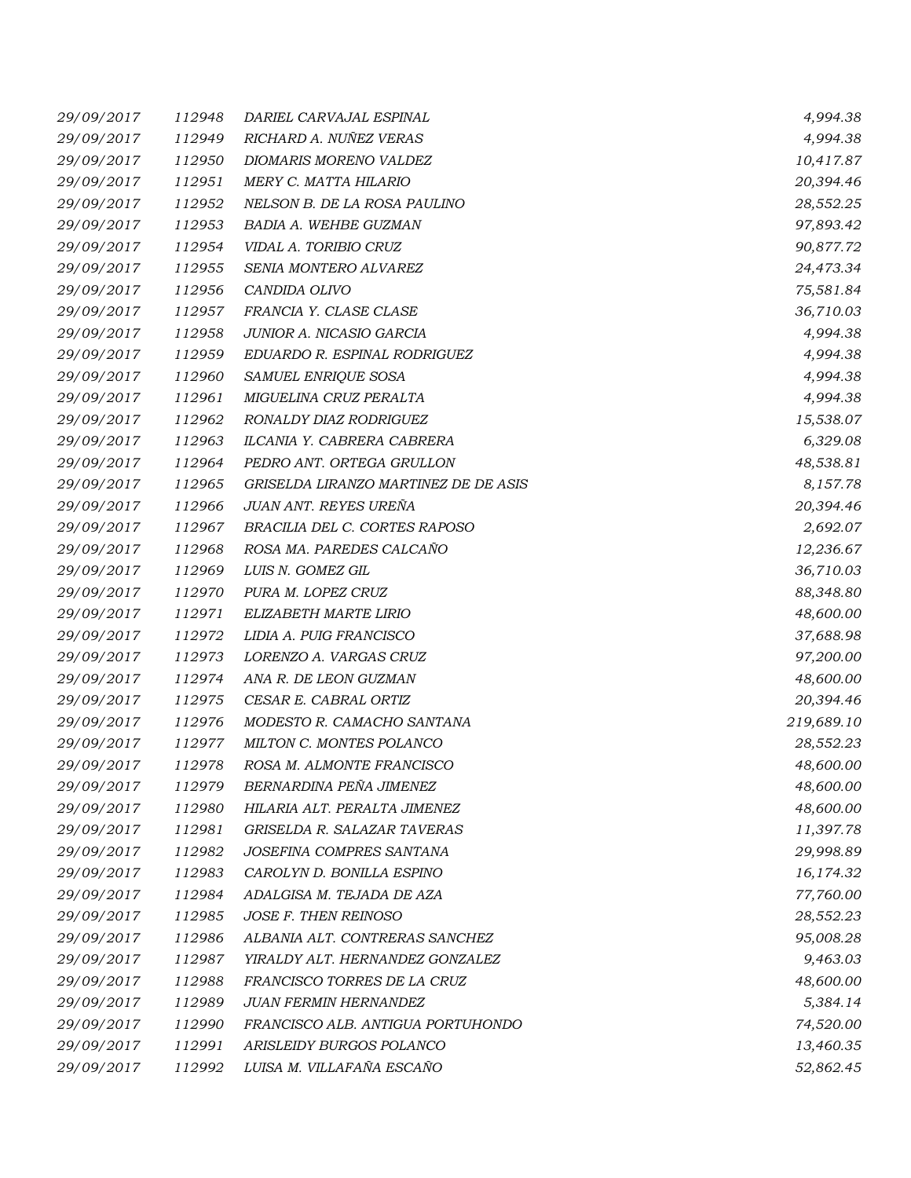| | | | |
|---|---|---|---|
| 29/09/2017 | 112948 | DARIEL CARVAJAL ESPINAL | 4,994.38 |
| 29/09/2017 | 112949 | RICHARD A. NUÑEZ VERAS | 4,994.38 |
| 29/09/2017 | 112950 | DIOMARIS MORENO VALDEZ | 10,417.87 |
| 29/09/2017 | 112951 | MERY C. MATTA HILARIO | 20,394.46 |
| 29/09/2017 | 112952 | NELSON B. DE LA ROSA PAULINO | 28,552.25 |
| 29/09/2017 | 112953 | BADIA A. WEHBE GUZMAN | 97,893.42 |
| 29/09/2017 | 112954 | VIDAL A. TORIBIO CRUZ | 90,877.72 |
| 29/09/2017 | 112955 | SENIA MONTERO ALVAREZ | 24,473.34 |
| 29/09/2017 | 112956 | CANDIDA OLIVO | 75,581.84 |
| 29/09/2017 | 112957 | FRANCIA Y. CLASE CLASE | 36,710.03 |
| 29/09/2017 | 112958 | JUNIOR A. NICASIO GARCIA | 4,994.38 |
| 29/09/2017 | 112959 | EDUARDO R. ESPINAL RODRIGUEZ | 4,994.38 |
| 29/09/2017 | 112960 | SAMUEL ENRIQUE SOSA | 4,994.38 |
| 29/09/2017 | 112961 | MIGUELINA CRUZ PERALTA | 4,994.38 |
| 29/09/2017 | 112962 | RONALDY DIAZ RODRIGUEZ | 15,538.07 |
| 29/09/2017 | 112963 | ILCANIA Y. CABRERA CABRERA | 6,329.08 |
| 29/09/2017 | 112964 | PEDRO ANT. ORTEGA GRULLON | 48,538.81 |
| 29/09/2017 | 112965 | GRISELDA LIRANZO MARTINEZ DE DE ASIS | 8,157.78 |
| 29/09/2017 | 112966 | JUAN ANT. REYES UREÑA | 20,394.46 |
| 29/09/2017 | 112967 | BRACILIA DEL C. CORTES RAPOSO | 2,692.07 |
| 29/09/2017 | 112968 | ROSA MA. PAREDES CALCAÑO | 12,236.67 |
| 29/09/2017 | 112969 | LUIS N. GOMEZ GIL | 36,710.03 |
| 29/09/2017 | 112970 | PURA M. LOPEZ CRUZ | 88,348.80 |
| 29/09/2017 | 112971 | ELIZABETH MARTE LIRIO | 48,600.00 |
| 29/09/2017 | 112972 | LIDIA A. PUIG FRANCISCO | 37,688.98 |
| 29/09/2017 | 112973 | LORENZO A. VARGAS CRUZ | 97,200.00 |
| 29/09/2017 | 112974 | ANA R. DE LEON GUZMAN | 48,600.00 |
| 29/09/2017 | 112975 | CESAR E. CABRAL ORTIZ | 20,394.46 |
| 29/09/2017 | 112976 | MODESTO R. CAMACHO SANTANA | 219,689.10 |
| 29/09/2017 | 112977 | MILTON C. MONTES POLANCO | 28,552.23 |
| 29/09/2017 | 112978 | ROSA M. ALMONTE FRANCISCO | 48,600.00 |
| 29/09/2017 | 112979 | BERNARDINA PEÑA JIMENEZ | 48,600.00 |
| 29/09/2017 | 112980 | HILARIA ALT. PERALTA JIMENEZ | 48,600.00 |
| 29/09/2017 | 112981 | GRISELDA R. SALAZAR TAVERAS | 11,397.78 |
| 29/09/2017 | 112982 | JOSEFINA COMPRES SANTANA | 29,998.89 |
| 29/09/2017 | 112983 | CAROLYN D. BONILLA ESPINO | 16,174.32 |
| 29/09/2017 | 112984 | ADALGISA M. TEJADA DE AZA | 77,760.00 |
| 29/09/2017 | 112985 | JOSE F. THEN REINOSO | 28,552.23 |
| 29/09/2017 | 112986 | ALBANIA ALT. CONTRERAS SANCHEZ | 95,008.28 |
| 29/09/2017 | 112987 | YIRALDY ALT. HERNANDEZ GONZALEZ | 9,463.03 |
| 29/09/2017 | 112988 | FRANCISCO TORRES DE LA CRUZ | 48,600.00 |
| 29/09/2017 | 112989 | JUAN FERMIN HERNANDEZ | 5,384.14 |
| 29/09/2017 | 112990 | FRANCISCO ALB. ANTIGUA PORTUHONDO | 74,520.00 |
| 29/09/2017 | 112991 | ARISLEIDY BURGOS POLANCO | 13,460.35 |
| 29/09/2017 | 112992 | LUISA M. VILLAFAÑA ESCAÑO | 52,862.45 |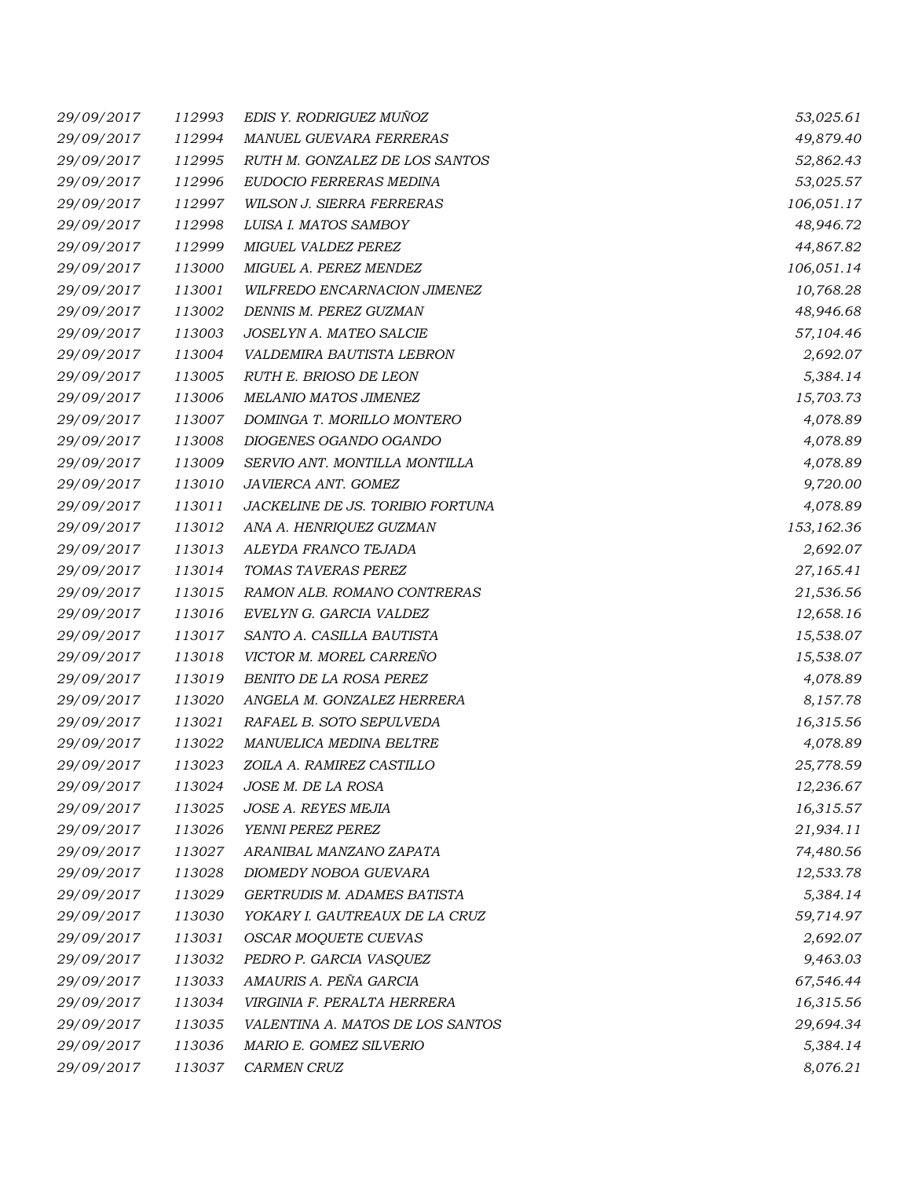| | | | |
|---|---|---|---|
| 29/09/2017 | 112993 | EDIS Y. RODRIGUEZ MUÑOZ | 53,025.61 |
| 29/09/2017 | 112994 | MANUEL GUEVARA FERRERAS | 49,879.40 |
| 29/09/2017 | 112995 | RUTH M. GONZALEZ DE LOS SANTOS | 52,862.43 |
| 29/09/2017 | 112996 | EUDOCIO FERRERAS MEDINA | 53,025.57 |
| 29/09/2017 | 112997 | WILSON J. SIERRA FERRERAS | 106,051.17 |
| 29/09/2017 | 112998 | LUISA I. MATOS SAMBOY | 48,946.72 |
| 29/09/2017 | 112999 | MIGUEL VALDEZ PEREZ | 44,867.82 |
| 29/09/2017 | 113000 | MIGUEL A. PEREZ MENDEZ | 106,051.14 |
| 29/09/2017 | 113001 | WILFREDO ENCARNACION JIMENEZ | 10,768.28 |
| 29/09/2017 | 113002 | DENNIS M. PEREZ GUZMAN | 48,946.68 |
| 29/09/2017 | 113003 | JOSELYN A. MATEO SALCIE | 57,104.46 |
| 29/09/2017 | 113004 | VALDEMIRA BAUTISTA LEBRON | 2,692.07 |
| 29/09/2017 | 113005 | RUTH E. BRIOSO DE LEON | 5,384.14 |
| 29/09/2017 | 113006 | MELANIO MATOS JIMENEZ | 15,703.73 |
| 29/09/2017 | 113007 | DOMINGA T. MORILLO MONTERO | 4,078.89 |
| 29/09/2017 | 113008 | DIOGENES OGANDO OGANDO | 4,078.89 |
| 29/09/2017 | 113009 | SERVIO ANT. MONTILLA MONTILLA | 4,078.89 |
| 29/09/2017 | 113010 | JAVIERCA ANT. GOMEZ | 9,720.00 |
| 29/09/2017 | 113011 | JACKELINE DE JS. TORIBIO FORTUNA | 4,078.89 |
| 29/09/2017 | 113012 | ANA A. HENRIQUEZ GUZMAN | 153,162.36 |
| 29/09/2017 | 113013 | ALEYDA FRANCO TEJADA | 2,692.07 |
| 29/09/2017 | 113014 | TOMAS TAVERAS PEREZ | 27,165.41 |
| 29/09/2017 | 113015 | RAMON ALB. ROMANO CONTRERAS | 21,536.56 |
| 29/09/2017 | 113016 | EVELYN G. GARCIA VALDEZ | 12,658.16 |
| 29/09/2017 | 113017 | SANTO A. CASILLA BAUTISTA | 15,538.07 |
| 29/09/2017 | 113018 | VICTOR M. MOREL CARREÑO | 15,538.07 |
| 29/09/2017 | 113019 | BENITO DE LA ROSA PEREZ | 4,078.89 |
| 29/09/2017 | 113020 | ANGELA M. GONZALEZ HERRERA | 8,157.78 |
| 29/09/2017 | 113021 | RAFAEL B. SOTO SEPULVEDA | 16,315.56 |
| 29/09/2017 | 113022 | MANUELICA MEDINA BELTRE | 4,078.89 |
| 29/09/2017 | 113023 | ZOILA A. RAMIREZ CASTILLO | 25,778.59 |
| 29/09/2017 | 113024 | JOSE M. DE LA ROSA | 12,236.67 |
| 29/09/2017 | 113025 | JOSE A. REYES MEJIA | 16,315.57 |
| 29/09/2017 | 113026 | YENNI PEREZ PEREZ | 21,934.11 |
| 29/09/2017 | 113027 | ARANIBAL MANZANO ZAPATA | 74,480.56 |
| 29/09/2017 | 113028 | DIOMEDY NOBOA GUEVARA | 12,533.78 |
| 29/09/2017 | 113029 | GERTRUDIS M. ADAMES BATISTA | 5,384.14 |
| 29/09/2017 | 113030 | YOKARY I. GAUTREAUX DE LA CRUZ | 59,714.97 |
| 29/09/2017 | 113031 | OSCAR MOQUETE CUEVAS | 2,692.07 |
| 29/09/2017 | 113032 | PEDRO P. GARCIA VASQUEZ | 9,463.03 |
| 29/09/2017 | 113033 | AMAURIS A. PEÑA GARCIA | 67,546.44 |
| 29/09/2017 | 113034 | VIRGINIA F. PERALTA HERRERA | 16,315.56 |
| 29/09/2017 | 113035 | VALENTINA A. MATOS DE LOS SANTOS | 29,694.34 |
| 29/09/2017 | 113036 | MARIO E. GOMEZ SILVERIO | 5,384.14 |
| 29/09/2017 | 113037 | CARMEN CRUZ | 8,076.21 |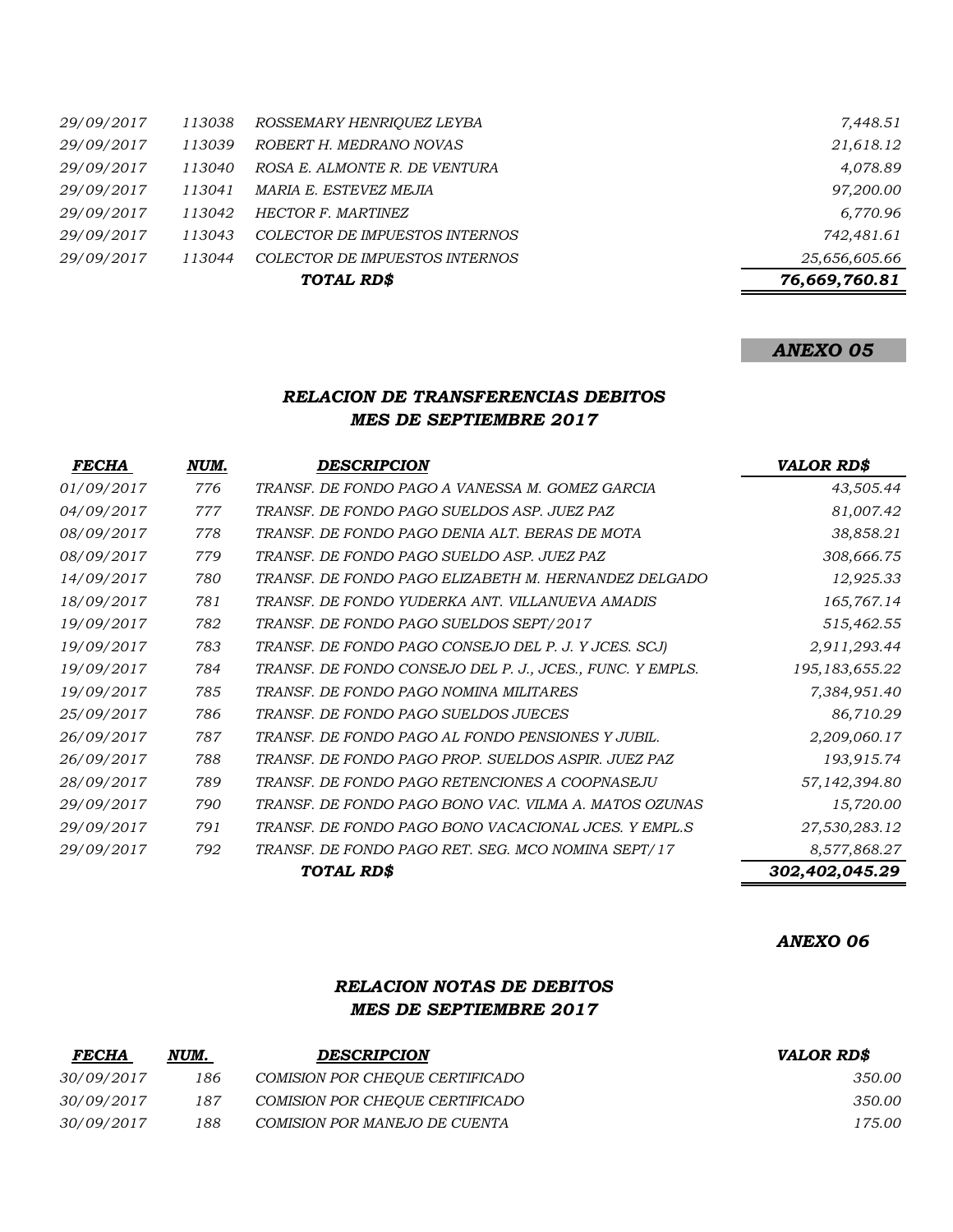| | | | |
|---|---|---|---|
| *29/09/2017* | *113038* | *ROSSEMARY HENRIQUEZ LEYBA* | *7,448.51* |
| *29/09/2017* | *113039* | *ROBERT H. MEDRANO NOVAS* | *21,618.12* |
| *29/09/2017* | *113040* | *ROSA E. ALMONTE R. DE VENTURA* | *4,078.89* |
| *29/09/2017* | *113041* | *MARIA E. ESTEVEZ MEJIA* | *97,200.00* |
| *29/09/2017* | *113042* | *HECTOR F. MARTINEZ* | *6,770.96* |
| *29/09/2017* | *113043* | *COLECTOR DE IMPUESTOS INTERNOS* | *742,481.61* |
| *29/09/2017* | *113044* | *COLECTOR DE IMPUESTOS INTERNOS* | *25,656,605.66* |
| | | ***TOTAL RD$*** | ***76,669,760.81*** |

***ANEXO 05***

## *RELACION DE TRANSFERENCIAS DEBITOS*
## *MES DE SEPTIEMBRE 2017*

| *FECHA* | *NUM.* | *DESCRIPCION* | *VALOR RD$* |
|---|---|---|---|
| *01/09/2017* | *776* | *TRANSF. DE FONDO PAGO A VANESSA M. GOMEZ GARCIA* | *43,505.44* |
| *04/09/2017* | *777* | *TRANSF. DE FONDO PAGO SUELDOS ASP. JUEZ PAZ* | *81,007.42* |
| *08/09/2017* | *778* | *TRANSF. DE FONDO PAGO DENIA ALT. BERAS DE MOTA* | *38,858.21* |
| *08/09/2017* | *779* | *TRANSF. DE FONDO PAGO SUELDO ASP. JUEZ PAZ* | *308,666.75* |
| *14/09/2017* | *780* | *TRANSF. DE FONDO PAGO ELIZABETH M. HERNANDEZ DELGADO* | *12,925.33* |
| *18/09/2017* | *781* | *TRANSF. DE FONDO YUDERKA ANT. VILLANUEVA AMADIS* | *165,767.14* |
| *19/09/2017* | *782* | *TRANSF. DE FONDO PAGO SUELDOS SEPT/2017* | *515,462.55* |
| *19/09/2017* | *783* | *TRANSF. DE FONDO PAGO CONSEJO DEL P. J. Y JCES. SCJ)* | *2,911,293.44* |
| *19/09/2017* | *784* | *TRANSF. DE FONDO CONSEJO DEL P. J., JCES., FUNC. Y EMPLS.* | *195,183,655.22* |
| *19/09/2017* | *785* | *TRANSF. DE FONDO PAGO NOMINA MILITARES* | *7,384,951.40* |
| *25/09/2017* | *786* | *TRANSF. DE FONDO PAGO SUELDOS JUECES* | *86,710.29* |
| *26/09/2017* | *787* | *TRANSF. DE FONDO PAGO AL FONDO PENSIONES Y JUBIL.* | *2,209,060.17* |
| *26/09/2017* | *788* | *TRANSF. DE FONDO PAGO PROP. SUELDOS ASPIR. JUEZ PAZ* | *193,915.74* |
| *28/09/2017* | *789* | *TRANSF. DE FONDO PAGO RETENCIONES A COOPNASEJU* | *57,142,394.80* |
| *29/09/2017* | *790* | *TRANSF. DE FONDO PAGO BONO VAC. VILMA A. MATOS OZUNAS* | *15,720.00* |
| *29/09/2017* | *791* | *TRANSF. DE FONDO PAGO BONO VACACIONAL JCES. Y EMPL.S* | *27,530,283.12* |
| *29/09/2017* | *792* | *TRANSF. DE FONDO PAGO RET. SEG. MCO NOMINA SEPT/17* | *8,577,868.27* |
| | | ***TOTAL RD$*** | ***302,402,045.29*** |

***ANEXO 06***

## *RELACION NOTAS DE DEBITOS*
## *MES DE SEPTIEMBRE 2017*

| *FECHA* | *NUM.* | *DESCRIPCION* | *VALOR RD$* |
|---|---|---|---|
| *30/09/2017* | *186* | *COMISION POR CHEQUE CERTIFICADO* | *350.00* |
| *30/09/2017* | *187* | *COMISION POR CHEQUE CERTIFICADO* | *350.00* |
| *30/09/2017* | *188* | *COMISION POR MANEJO DE CUENTA* | *175.00* |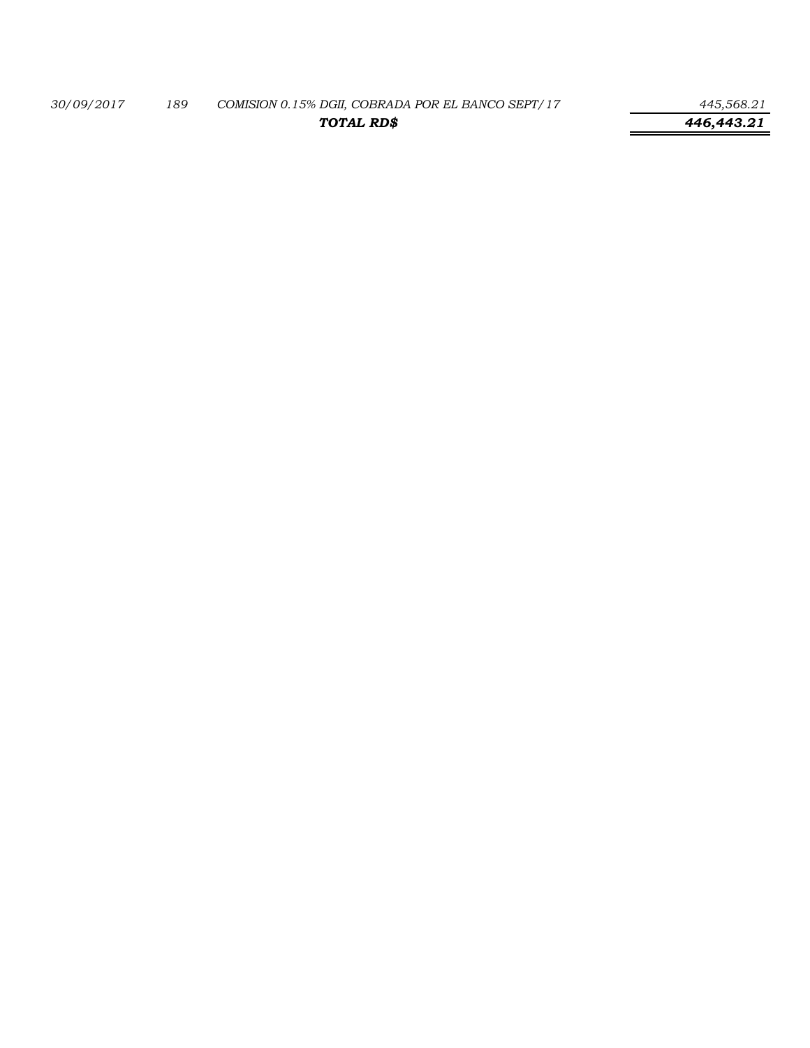| | | | |
|---|---|---|---|
| *30/09/2017* | *189* | *COMISION 0.15% DGII, COBRADA POR EL BANCO SEPT/17* | *445,568.21* |
| | | ***TOTAL RD$*** | ***446,443.21*** |